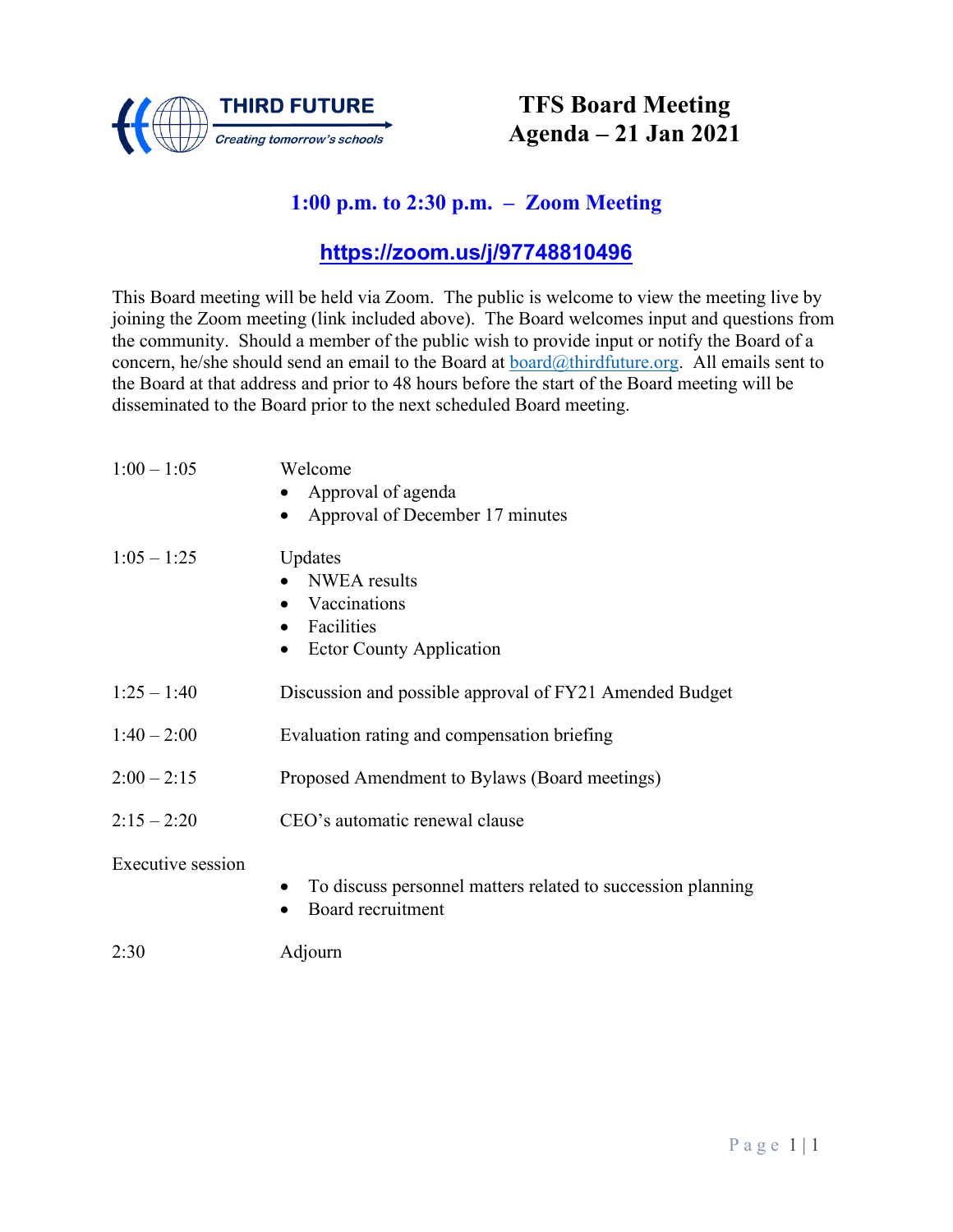THIRD FUTURE
*Creating tomorrow's schools*

# TFS Board Meeting
# Agenda – 21 Jan 2021

## 1:00 p.m. to 2:30 p.m. – Zoom Meeting

## https://zoom.us/j/97748810496

This Board meeting will be held via Zoom. The public is welcome to view the meeting live by joining the Zoom meeting (link included above). The Board welcomes input and questions from the community. Should a member of the public wish to provide input or notify the Board of a concern, he/she should send an email to the Board at board@thirdfuture.org. All emails sent to the Board at that address and prior to 48 hours before the start of the Board meeting will be disseminated to the Board prior to the next scheduled Board meeting.

| | |
|---|---|
| 1:00 – 1:05 | Welcome<br>• Approval of agenda<br>• Approval of December 17 minutes |
| 1:05 – 1:25 | Updates<br>• NWEA results<br>• Vaccinations<br>• Facilities<br>• Ector County Application |
| 1:25 – 1:40 | Discussion and possible approval of FY21 Amended Budget |
| 1:40 – 2:00 | Evaluation rating and compensation briefing |
| 2:00 – 2:15 | Proposed Amendment to Bylaws (Board meetings) |
| 2:15 – 2:20 | CEO's automatic renewal clause |
| Executive session | • To discuss personnel matters related to succession planning<br>• Board recruitment |
| 2:30 | Adjourn |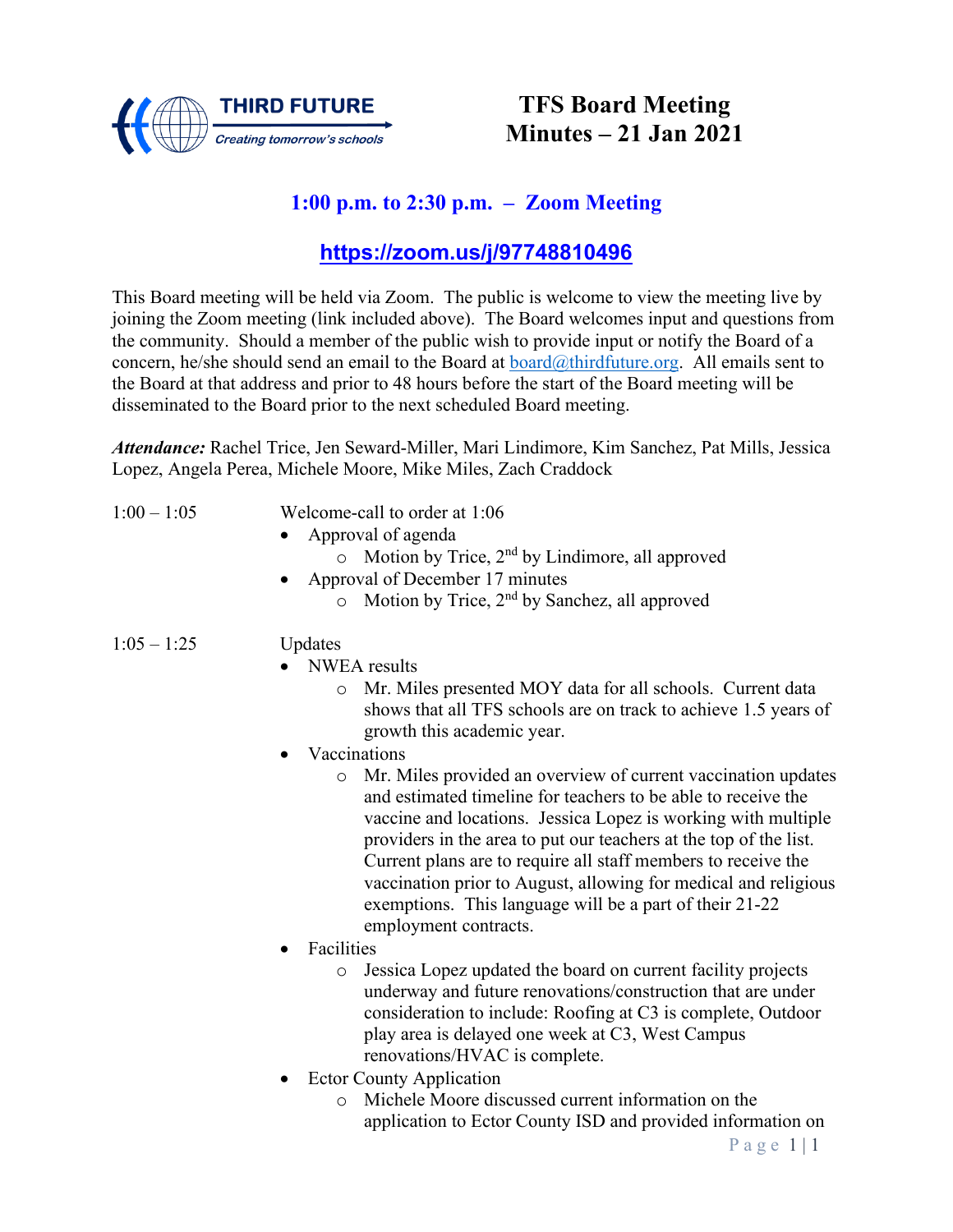THIRD FUTURE
*Creating tomorrow's schools*

# TFS Board Meeting Minutes – 21 Jan 2021

## 1:00 p.m. to 2:30 p.m. – Zoom Meeting

## https://zoom.us/j/97748810496

This Board meeting will be held via Zoom. The public is welcome to view the meeting live by joining the Zoom meeting (link included above). The Board welcomes input and questions from the community. Should a member of the public wish to provide input or notify the Board of a concern, he/she should send an email to the Board at board@thirdfuture.org. All emails sent to the Board at that address and prior to 48 hours before the start of the Board meeting will be disseminated to the Board prior to the next scheduled Board meeting.

***Attendance:*** Rachel Trice, Jen Seward-Miller, Mari Lindimore, Kim Sanchez, Pat Mills, Jessica Lopez, Angela Perea, Michele Moore, Mike Miles, Zach Craddock

1:00 – 1:05 Welcome-call to order at 1:06

- Approval of agenda
  - Motion by Trice, 2nd by Lindimore, all approved
- Approval of December 17 minutes
  - Motion by Trice, 2nd by Sanchez, all approved

1:05 – 1:25 Updates

- NWEA results
  - Mr. Miles presented MOY data for all schools. Current data shows that all TFS schools are on track to achieve 1.5 years of growth this academic year.
- Vaccinations
  - Mr. Miles provided an overview of current vaccination updates and estimated timeline for teachers to be able to receive the vaccine and locations. Jessica Lopez is working with multiple providers in the area to put our teachers at the top of the list. Current plans are to require all staff members to receive the vaccination prior to August, allowing for medical and religious exemptions. This language will be a part of their 21-22 employment contracts.
- Facilities
  - Jessica Lopez updated the board on current facility projects underway and future renovations/construction that are under consideration to include: Roofing at C3 is complete, Outdoor play area is delayed one week at C3, West Campus renovations/HVAC is complete.
- Ector County Application
  - Michele Moore discussed current information on the application to Ector County ISD and provided information on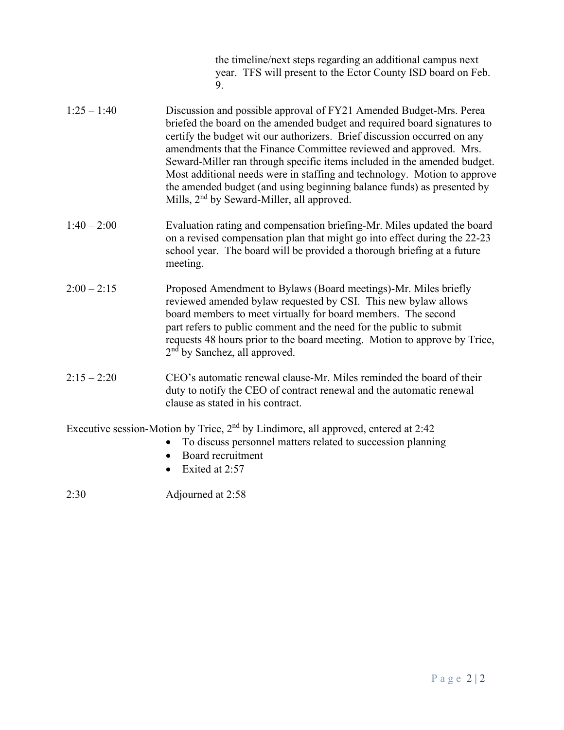the timeline/next steps regarding an additional campus next year. TFS will present to the Ector County ISD board on Feb. 9.

1:25 – 1:40 Discussion and possible approval of FY21 Amended Budget-Mrs. Perea briefed the board on the amended budget and required board signatures to certify the budget wit our authorizers. Brief discussion occurred on any amendments that the Finance Committee reviewed and approved. Mrs. Seward-Miller ran through specific items included in the amended budget. Most additional needs were in staffing and technology. Motion to approve the amended budget (and using beginning balance funds) as presented by Mills, 2nd by Seward-Miller, all approved.

1:40 – 2:00 Evaluation rating and compensation briefing-Mr. Miles updated the board on a revised compensation plan that might go into effect during the 22-23 school year. The board will be provided a thorough briefing at a future meeting.

2:00 – 2:15 Proposed Amendment to Bylaws (Board meetings)-Mr. Miles briefly reviewed amended bylaw requested by CSI. This new bylaw allows board members to meet virtually for board members. The second part refers to public comment and the need for the public to submit requests 48 hours prior to the board meeting. Motion to approve by Trice, 2nd by Sanchez, all approved.

2:15 – 2:20 CEO's automatic renewal clause-Mr. Miles reminded the board of their duty to notify the CEO of contract renewal and the automatic renewal clause as stated in his contract.

Executive session-Motion by Trice, 2nd by Lindimore, all approved, entered at 2:42

- To discuss personnel matters related to succession planning
- Board recruitment
- Exited at 2:57

2:30 Adjourned at 2:58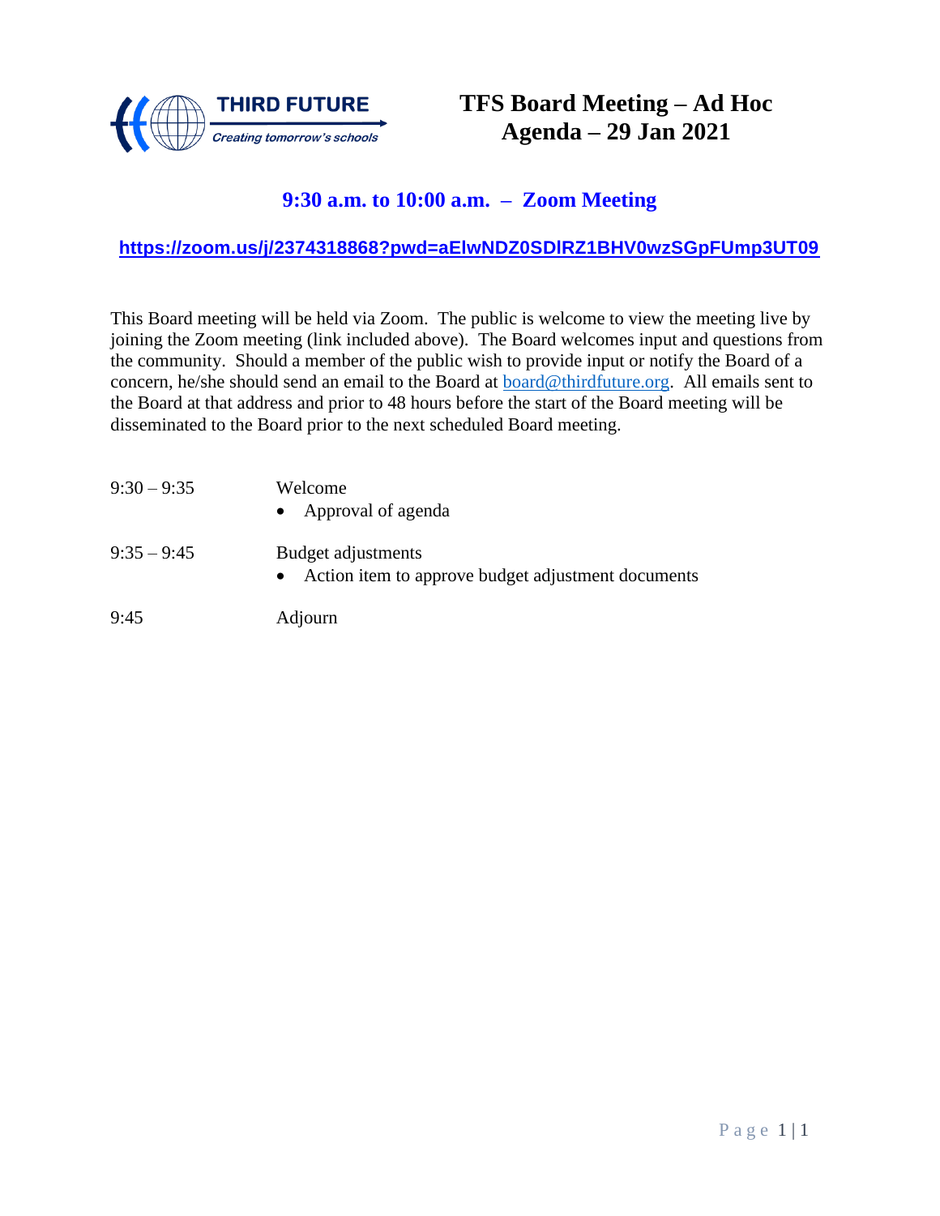THIRD FUTURE

*Creating tomorrow's schools*

# TFS Board Meeting – Ad Hoc Agenda – 29 Jan 2021

## 9:30 a.m. to 10:00 a.m. – Zoom Meeting

**https://zoom.us/j/2374318868?pwd=aElwNDZ0SDlRZ1BHV0wzSGpFUmp3UT09**

This Board meeting will be held via Zoom. The public is welcome to view the meeting live by joining the Zoom meeting (link included above). The Board welcomes input and questions from the community. Should a member of the public wish to provide input or notify the Board of a concern, he/she should send an email to the Board at board@thirdfuture.org. All emails sent to the Board at that address and prior to 48 hours before the start of the Board meeting will be disseminated to the Board prior to the next scheduled Board meeting.

| | |
|---|---|
| 9:30 – 9:35 | Welcome<br>• Approval of agenda |
| 9:35 – 9:45 | Budget adjustments<br>• Action item to approve budget adjustment documents |
| 9:45 | Adjourn |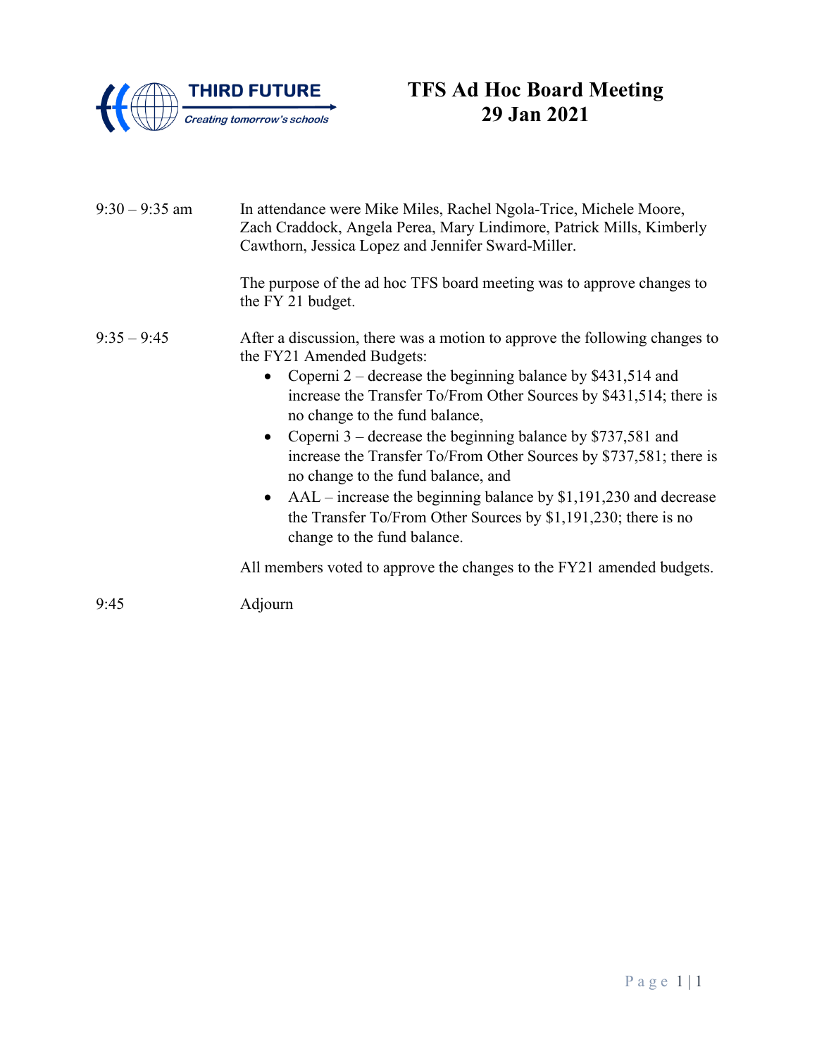THIRD FUTURE
*Creating tomorrow's schools*

# TFS Ad Hoc Board Meeting
# 29 Jan 2021

9:30 – 9:35 am

In attendance were Mike Miles, Rachel Ngola-Trice, Michele Moore, Zach Craddock, Angela Perea, Mary Lindimore, Patrick Mills, Kimberly Cawthorn, Jessica Lopez and Jennifer Sward-Miller.

The purpose of the ad hoc TFS board meeting was to approve changes to the FY 21 budget.

9:35 – 9:45

After a discussion, there was a motion to approve the following changes to the FY21 Amended Budgets:

- Coperni 2 – decrease the beginning balance by $431,514 and increase the Transfer To/From Other Sources by $431,514; there is no change to the fund balance,
- Coperni 3 – decrease the beginning balance by $737,581 and increase the Transfer To/From Other Sources by $737,581; there is no change to the fund balance, and
- AAL – increase the beginning balance by $1,191,230 and decrease the Transfer To/From Other Sources by $1,191,230; there is no change to the fund balance.

All members voted to approve the changes to the FY21 amended budgets.

9:45

Adjourn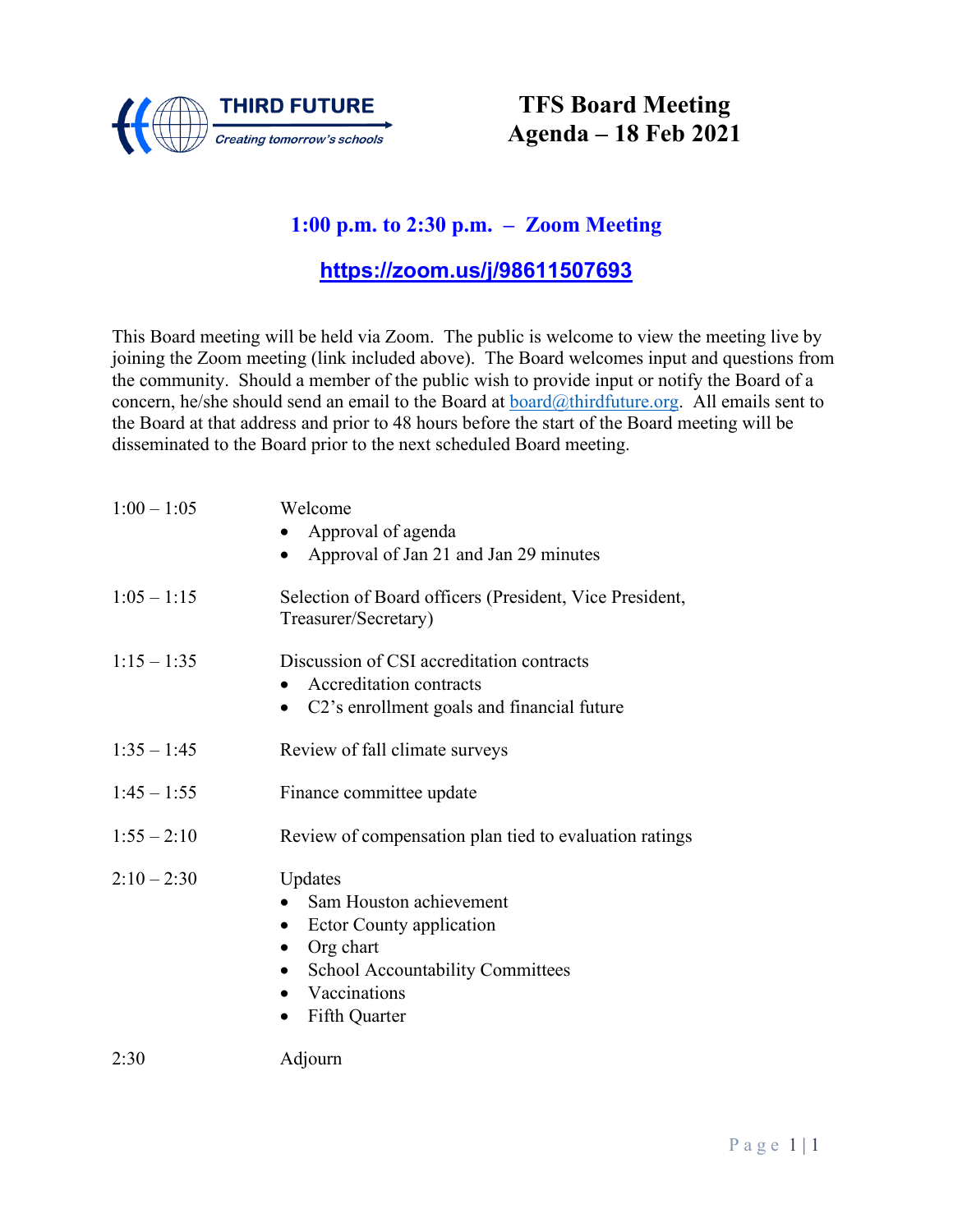THIRD FUTURE
*Creating tomorrow's schools*

# TFS Board Meeting
# Agenda – 18 Feb 2021

## 1:00 p.m. to 2:30 p.m. – Zoom Meeting

## https://zoom.us/j/98611507693

This Board meeting will be held via Zoom. The public is welcome to view the meeting live by joining the Zoom meeting (link included above). The Board welcomes input and questions from the community. Should a member of the public wish to provide input or notify the Board of a concern, he/she should send an email to the Board at board@thirdfuture.org. All emails sent to the Board at that address and prior to 48 hours before the start of the Board meeting will be disseminated to the Board prior to the next scheduled Board meeting.

| | |
|---|---|
| 1:00 – 1:05 | Welcome<br>• Approval of agenda<br>• Approval of Jan 21 and Jan 29 minutes |
| 1:05 – 1:15 | Selection of Board officers (President, Vice President, Treasurer/Secretary) |
| 1:15 – 1:35 | Discussion of CSI accreditation contracts<br>• Accreditation contracts<br>• C2's enrollment goals and financial future |
| 1:35 – 1:45 | Review of fall climate surveys |
| 1:45 – 1:55 | Finance committee update |
| 1:55 – 2:10 | Review of compensation plan tied to evaluation ratings |
| 2:10 – 2:30 | Updates<br>• Sam Houston achievement<br>• Ector County application<br>• Org chart<br>• School Accountability Committees<br>• Vaccinations<br>• Fifth Quarter |
| 2:30 | Adjourn |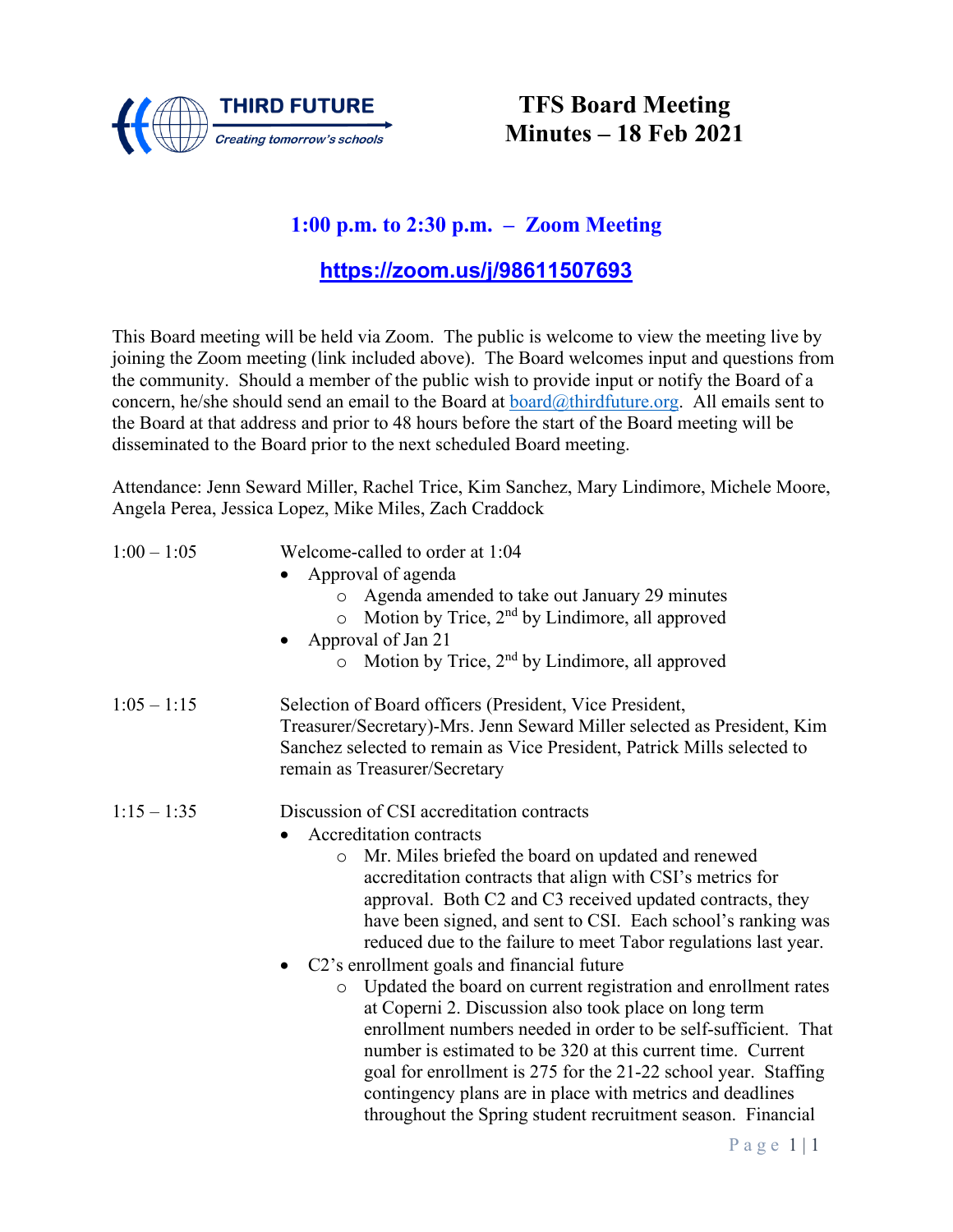# TFS Board Meeting Minutes – 18 Feb 2021

**1:00 p.m. to 2:30 p.m. – Zoom Meeting**

**https://zoom.us/j/98611507693**

This Board meeting will be held via Zoom. The public is welcome to view the meeting live by joining the Zoom meeting (link included above). The Board welcomes input and questions from the community. Should a member of the public wish to provide input or notify the Board of a concern, he/she should send an email to the Board at board@thirdfuture.org. All emails sent to the Board at that address and prior to 48 hours before the start of the Board meeting will be disseminated to the Board prior to the next scheduled Board meeting.

Attendance: Jenn Seward Miller, Rachel Trice, Kim Sanchez, Mary Lindimore, Michele Moore, Angela Perea, Jessica Lopez, Mike Miles, Zach Craddock

1:00 – 1:05 Welcome-called to order at 1:04

- Approval of agenda
  - Agenda amended to take out January 29 minutes
  - Motion by Trice, 2nd by Lindimore, all approved
- Approval of Jan 21
  - Motion by Trice, 2nd by Lindimore, all approved

1:05 – 1:15 Selection of Board officers (President, Vice President, Treasurer/Secretary)-Mrs. Jenn Seward Miller selected as President, Kim Sanchez selected to remain as Vice President, Patrick Mills selected to remain as Treasurer/Secretary

1:15 – 1:35 Discussion of CSI accreditation contracts

- Accreditation contracts
  - Mr. Miles briefed the board on updated and renewed accreditation contracts that align with CSI's metrics for approval. Both C2 and C3 received updated contracts, they have been signed, and sent to CSI. Each school's ranking was reduced due to the failure to meet Tabor regulations last year.
- C2's enrollment goals and financial future
  - Updated the board on current registration and enrollment rates at Coperni 2. Discussion also took place on long term enrollment numbers needed in order to be self-sufficient. That number is estimated to be 320 at this current time. Current goal for enrollment is 275 for the 21-22 school year. Staffing contingency plans are in place with metrics and deadlines throughout the Spring student recruitment season. Financial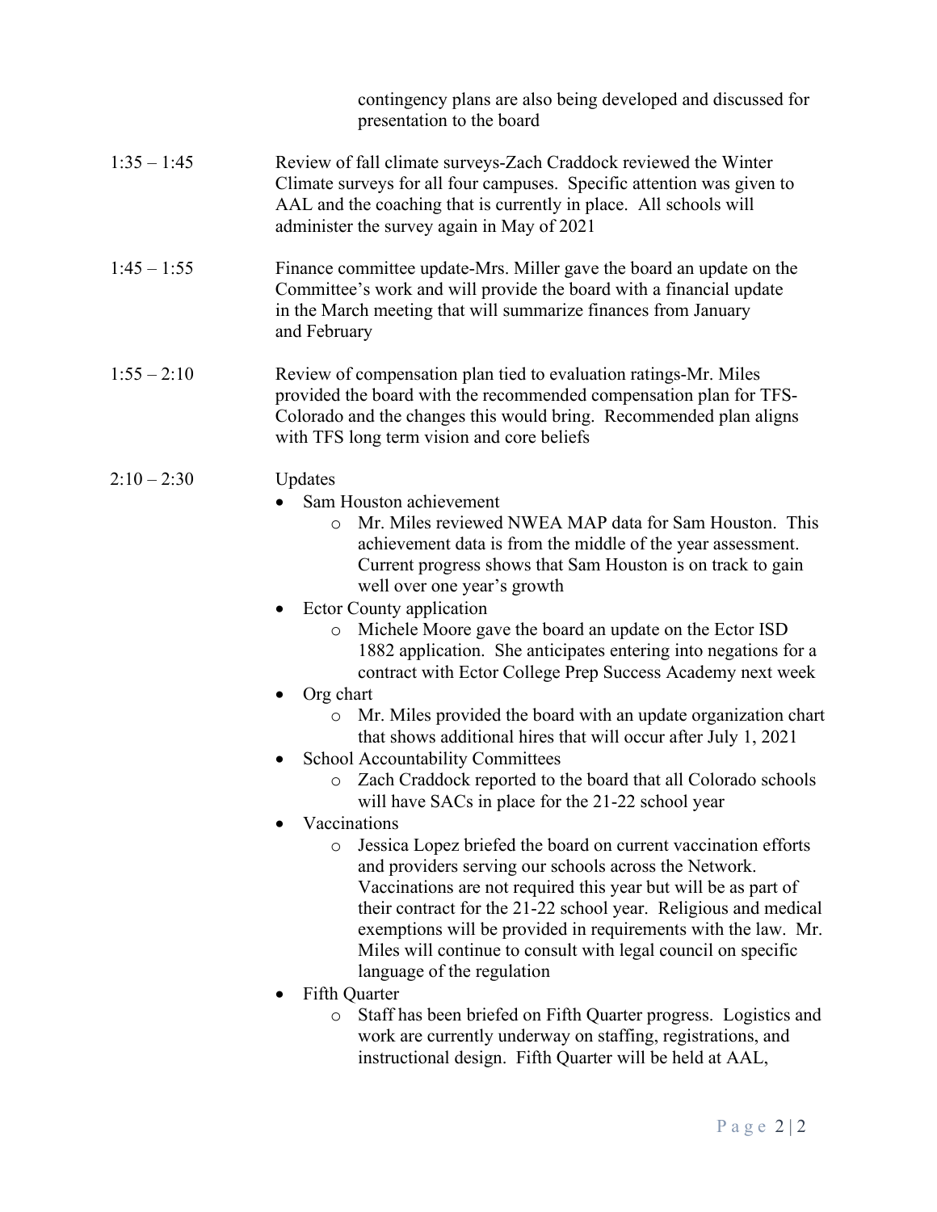contingency plans are also being developed and discussed for presentation to the board

1:35 – 1:45 Review of fall climate surveys-Zach Craddock reviewed the Winter Climate surveys for all four campuses. Specific attention was given to AAL and the coaching that is currently in place. All schools will administer the survey again in May of 2021

1:45 – 1:55 Finance committee update-Mrs. Miller gave the board an update on the Committee's work and will provide the board with a financial update in the March meeting that will summarize finances from January and February

1:55 – 2:10 Review of compensation plan tied to evaluation ratings-Mr. Miles provided the board with the recommended compensation plan for TFS-Colorado and the changes this would bring. Recommended plan aligns with TFS long term vision and core beliefs

2:10 – 2:30 Updates

- Sam Houston achievement
  - Mr. Miles reviewed NWEA MAP data for Sam Houston. This achievement data is from the middle of the year assessment. Current progress shows that Sam Houston is on track to gain well over one year's growth
- Ector County application
  - Michele Moore gave the board an update on the Ector ISD 1882 application. She anticipates entering into negations for a contract with Ector College Prep Success Academy next week
- Org chart
  - Mr. Miles provided the board with an update organization chart that shows additional hires that will occur after July 1, 2021
- School Accountability Committees
  - Zach Craddock reported to the board that all Colorado schools will have SACs in place for the 21-22 school year
- Vaccinations
  - Jessica Lopez briefed the board on current vaccination efforts and providers serving our schools across the Network. Vaccinations are not required this year but will be as part of their contract for the 21-22 school year. Religious and medical exemptions will be provided in requirements with the law. Mr. Miles will continue to consult with legal council on specific language of the regulation
- Fifth Quarter
  - Staff has been briefed on Fifth Quarter progress. Logistics and work are currently underway on staffing, registrations, and instructional design. Fifth Quarter will be held at AAL,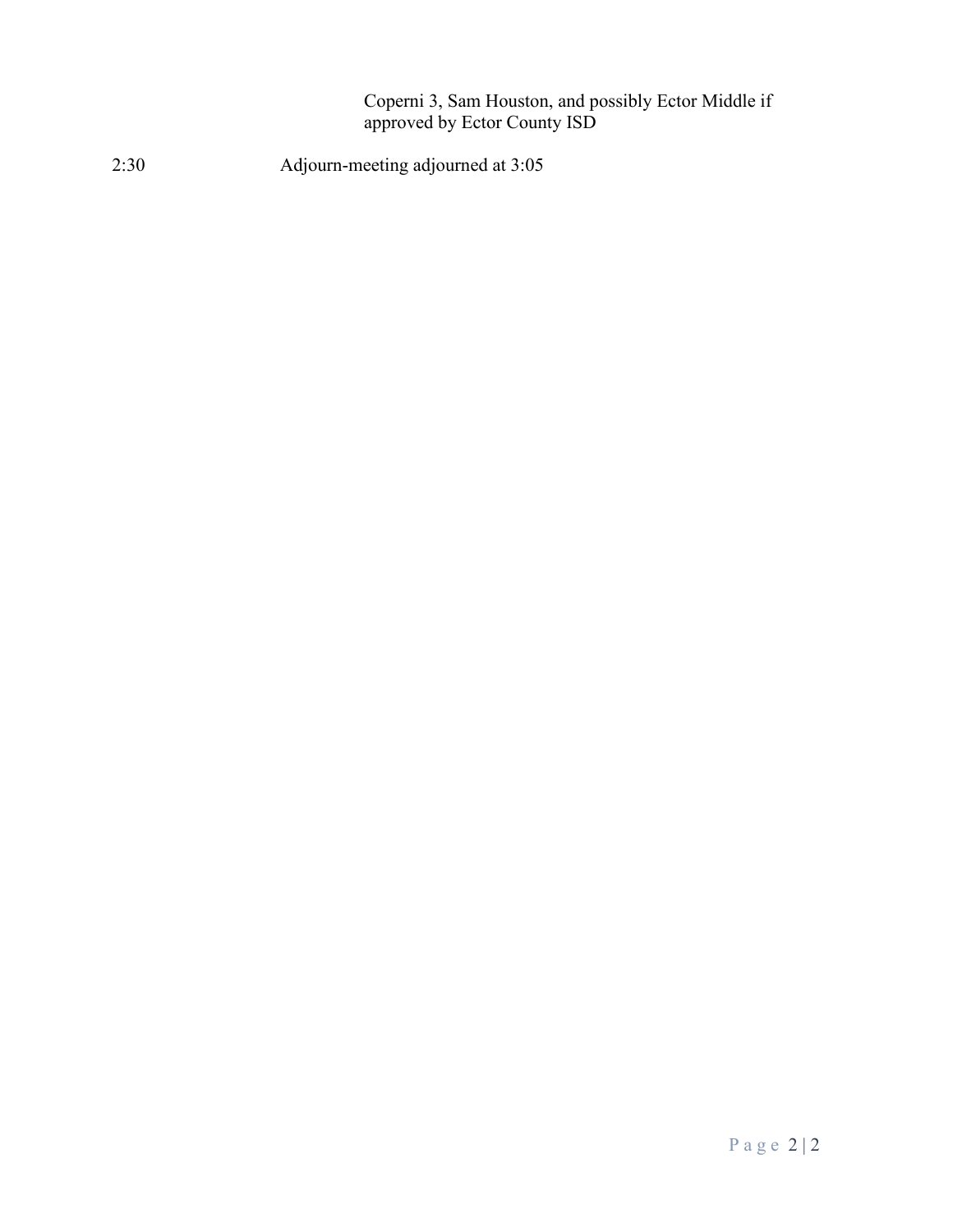Coperni 3, Sam Houston, and possibly Ector Middle if approved by Ector County ISD

2:30 Adjourn-meeting adjourned at 3:05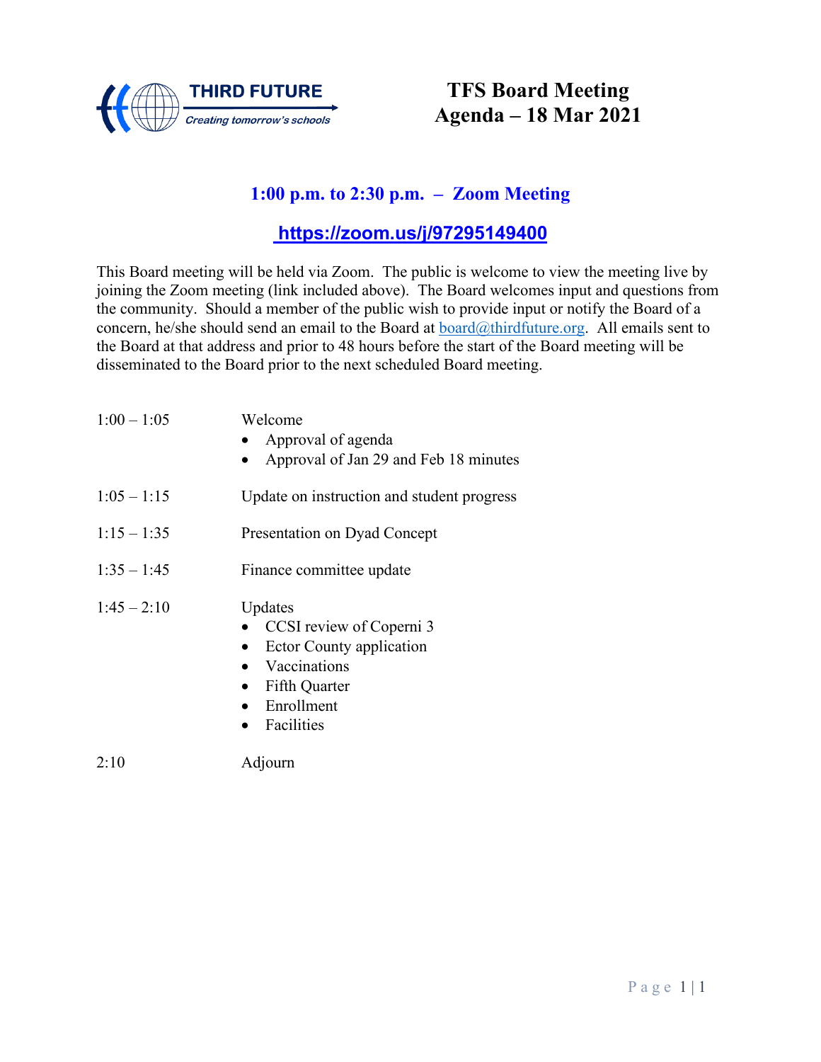THIRD FUTURE
*Creating tomorrow's schools*

# TFS Board Meeting
# Agenda – 18 Mar 2021

## 1:00 p.m. to 2:30 p.m. – Zoom Meeting

## https://zoom.us/j/97295149400

This Board meeting will be held via Zoom. The public is welcome to view the meeting live by joining the Zoom meeting (link included above). The Board welcomes input and questions from the community. Should a member of the public wish to provide input or notify the Board of a concern, he/she should send an email to the Board at board@thirdfuture.org. All emails sent to the Board at that address and prior to 48 hours before the start of the Board meeting will be disseminated to the Board prior to the next scheduled Board meeting.

| | |
|---|---|
| 1:00 – 1:05 | Welcome<br>• Approval of agenda<br>• Approval of Jan 29 and Feb 18 minutes |
| 1:05 – 1:15 | Update on instruction and student progress |
| 1:15 – 1:35 | Presentation on Dyad Concept |
| 1:35 – 1:45 | Finance committee update |
| 1:45 – 2:10 | Updates<br>• CCSI review of Coperni 3<br>• Ector County application<br>• Vaccinations<br>• Fifth Quarter<br>• Enrollment<br>• Facilities |
| 2:10 | Adjourn |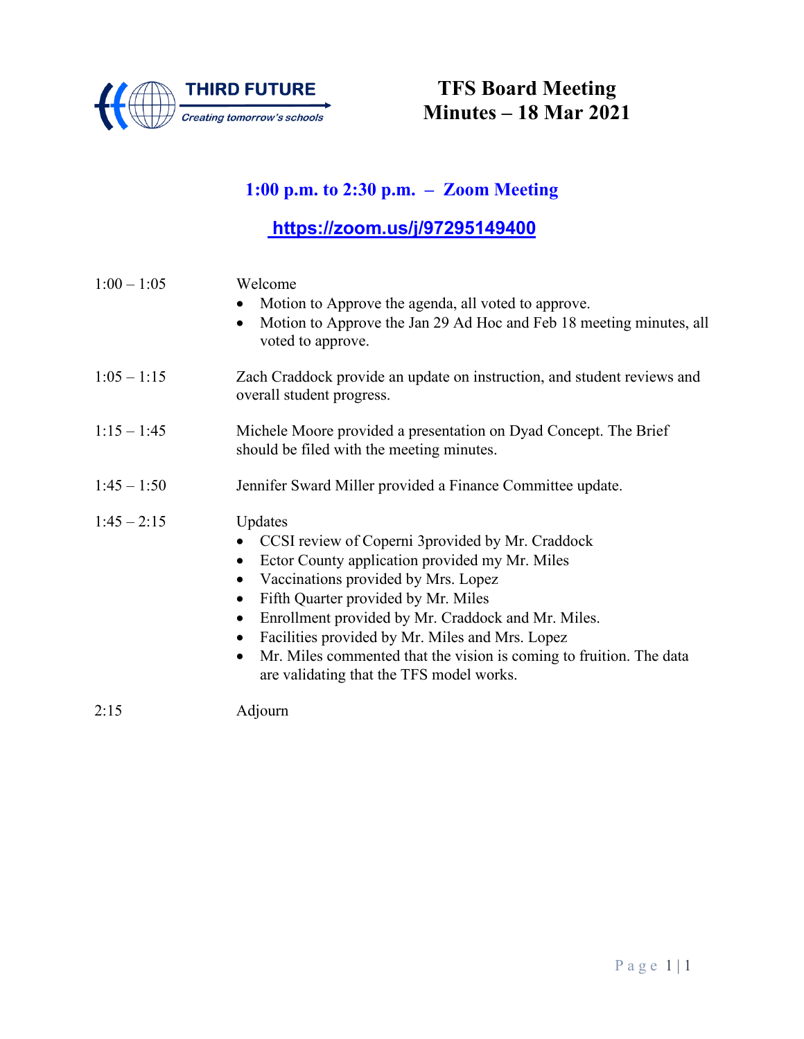THIRD FUTURE
*Creating tomorrow's schools*

# TFS Board Meeting
# Minutes – 18 Mar 2021

## 1:00 p.m. to 2:30 p.m. – Zoom Meeting

## [https://zoom.us/j/97295149400](https://zoom.us/j/97295149400)

1:00 – 1:05 Welcome

- Motion to Approve the agenda, all voted to approve.
- Motion to Approve the Jan 29 Ad Hoc and Feb 18 meeting minutes, all voted to approve.

1:05 – 1:15 Zach Craddock provide an update on instruction, and student reviews and overall student progress.

1:15 – 1:45 Michele Moore provided a presentation on Dyad Concept. The Brief should be filed with the meeting minutes.

1:45 – 1:50 Jennifer Sward Miller provided a Finance Committee update.

1:45 – 2:15 Updates

- CCSI review of Coperni 3provided by Mr. Craddock
- Ector County application provided my Mr. Miles
- Vaccinations provided by Mrs. Lopez
- Fifth Quarter provided by Mr. Miles
- Enrollment provided by Mr. Craddock and Mr. Miles.
- Facilities provided by Mr. Miles and Mrs. Lopez
- Mr. Miles commented that the vision is coming to fruition. The data are validating that the TFS model works.

2:15 Adjourn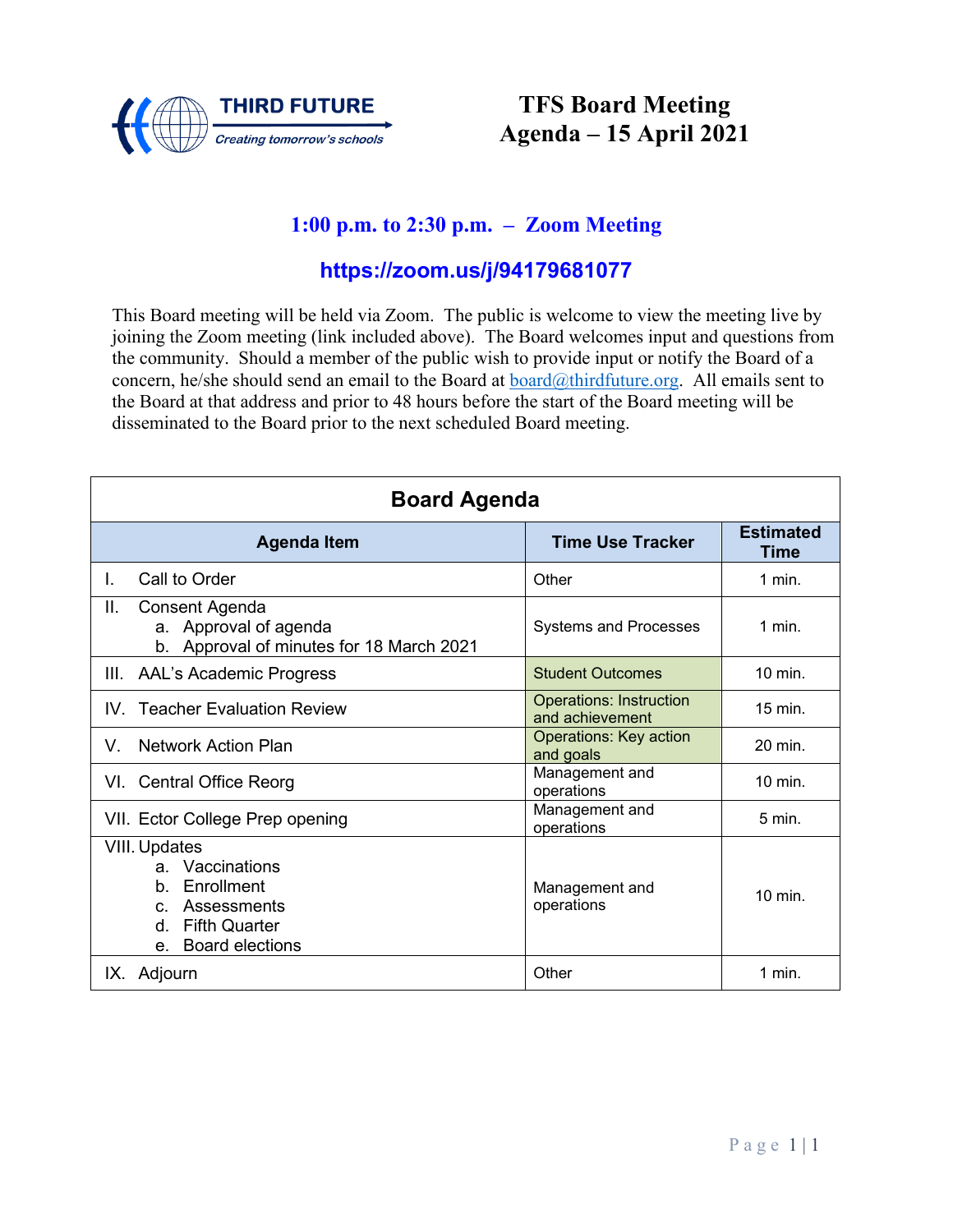THIRD FUTURE

*Creating tomorrow's schools*

# TFS Board Meeting
# Agenda – 15 April 2021

## 1:00 p.m. to 2:30 p.m. – Zoom Meeting

## https://zoom.us/j/94179681077

This Board meeting will be held via Zoom. The public is welcome to view the meeting live by joining the Zoom meeting (link included above). The Board welcomes input and questions from the community. Should a member of the public wish to provide input or notify the Board of a concern, he/she should send an email to the Board at board@thirdfuture.org. All emails sent to the Board at that address and prior to 48 hours before the start of the Board meeting will be disseminated to the Board prior to the next scheduled Board meeting.

| Board Agenda | | |
|---|---|---|
| **Agenda Item** | **Time Use Tracker** | **Estimated Time** |
| I. Call to Order | Other | 1 min. |
| II. Consent Agenda<br>a. Approval of agenda<br>b. Approval of minutes for 18 March 2021 | Systems and Processes | 1 min. |
| III. AAL's Academic Progress | Student Outcomes | 10 min. |
| IV. Teacher Evaluation Review | Operations: Instruction and achievement | 15 min. |
| V. Network Action Plan | Operations: Key action and goals | 20 min. |
| VI. Central Office Reorg | Management and operations | 10 min. |
| VII. Ector College Prep opening | Management and operations | 5 min. |
| VIII. Updates<br>a. Vaccinations<br>b. Enrollment<br>c. Assessments<br>d. Fifth Quarter<br>e. Board elections | Management and operations | 10 min. |
| IX. Adjourn | Other | 1 min. |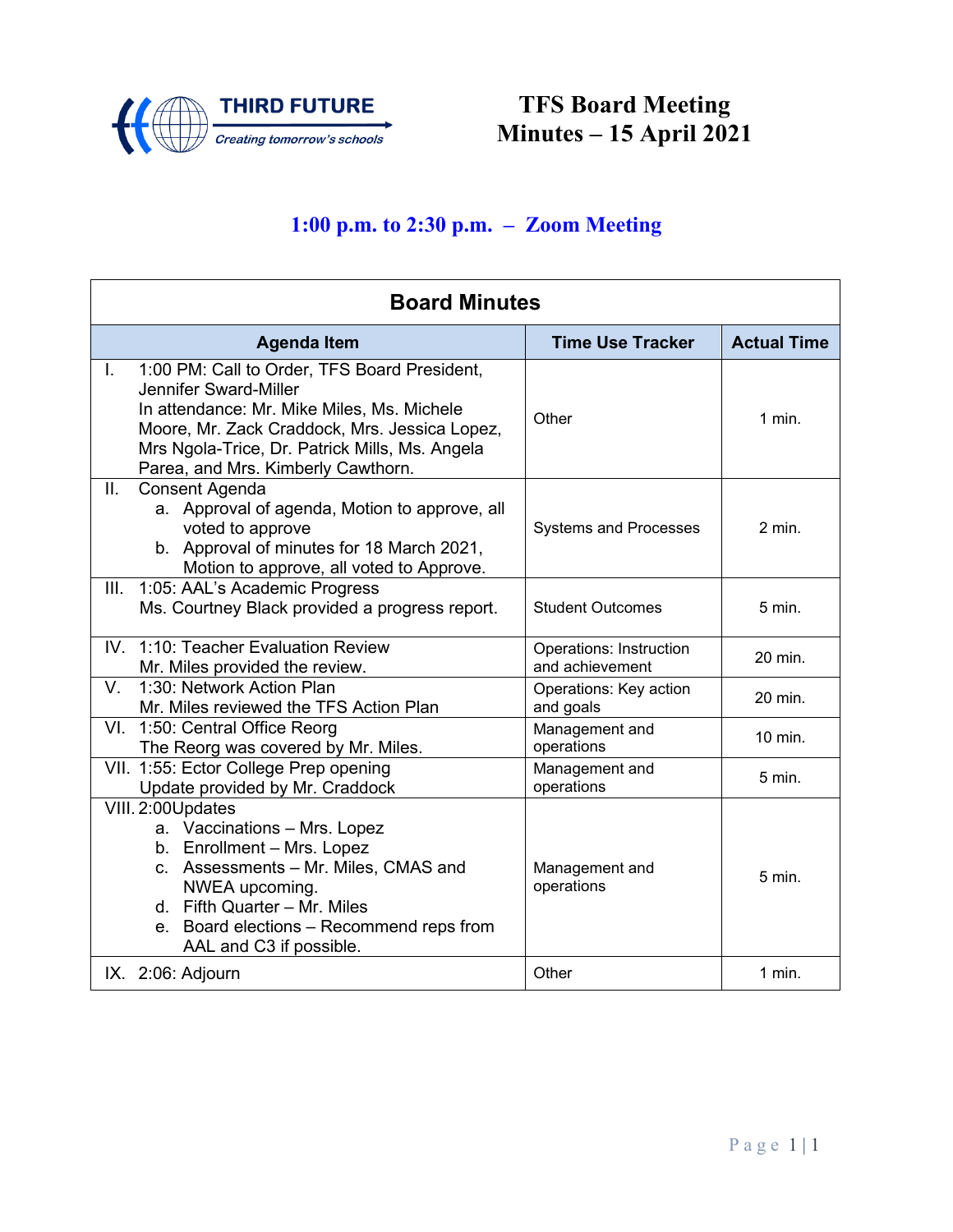THIRD FUTURE
*Creating tomorrow's schools*

# TFS Board Meeting Minutes – 15 April 2021

## 1:00 p.m. to 2:30 p.m. – Zoom Meeting

| Board Minutes | | |
|---|---|---|
| **Agenda Item** | **Time Use Tracker** | **Actual Time** |
| I. 1:00 PM: Call to Order, TFS Board President, Jennifer Sward-Miller<br>In attendance: Mr. Mike Miles, Ms. Michele Moore, Mr. Zack Craddock, Mrs. Jessica Lopez, Mrs Ngola-Trice, Dr. Patrick Mills, Ms. Angela Parea, and Mrs. Kimberly Cawthorn. | Other | 1 min. |
| II. Consent Agenda<br>a. Approval of agenda, Motion to approve, all voted to approve<br>b. Approval of minutes for 18 March 2021, Motion to approve, all voted to Approve. | Systems and Processes | 2 min. |
| III. 1:05: AAL's Academic Progress<br>Ms. Courtney Black provided a progress report. | Student Outcomes | 5 min. |
| IV. 1:10: Teacher Evaluation Review<br>Mr. Miles provided the review. | Operations: Instruction and achievement | 20 min. |
| V. 1:30: Network Action Plan<br>Mr. Miles reviewed the TFS Action Plan | Operations: Key action and goals | 20 min. |
| VI. 1:50: Central Office Reorg<br>The Reorg was covered by Mr. Miles. | Management and operations | 10 min. |
| VII. 1:55: Ector College Prep opening<br>Update provided by Mr. Craddock | Management and operations | 5 min. |
| VIII. 2:00Updates<br>a. Vaccinations – Mrs. Lopez<br>b. Enrollment – Mrs. Lopez<br>c. Assessments – Mr. Miles, CMAS and NWEA upcoming.<br>d. Fifth Quarter – Mr. Miles<br>e. Board elections – Recommend reps from AAL and C3 if possible. | Management and operations | 5 min. |
| IX. 2:06: Adjourn | Other | 1 min. |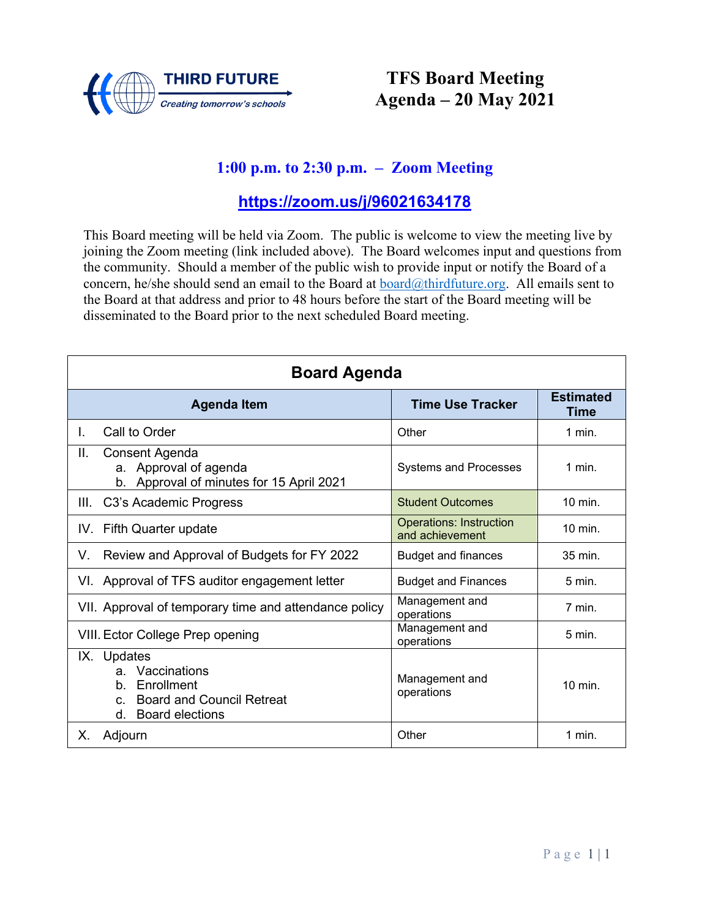THIRD FUTURE

*Creating tomorrow's schools*

# TFS Board Meeting Agenda – 20 May 2021

## 1:00 p.m. to 2:30 p.m. – Zoom Meeting

## https://zoom.us/j/96021634178

This Board meeting will be held via Zoom. The public is welcome to view the meeting live by joining the Zoom meeting (link included above). The Board welcomes input and questions from the community. Should a member of the public wish to provide input or notify the Board of a concern, he/she should send an email to the Board at board@thirdfuture.org. All emails sent to the Board at that address and prior to 48 hours before the start of the Board meeting will be disseminated to the Board prior to the next scheduled Board meeting.

| Board Agenda | | |
|---|---|---|
| **Agenda Item** | **Time Use Tracker** | **Estimated Time** |
| I. Call to Order | Other | 1 min. |
| II. Consent Agenda<br>a. Approval of agenda<br>b. Approval of minutes for 15 April 2021 | Systems and Processes | 1 min. |
| III. C3's Academic Progress | Student Outcomes | 10 min. |
| IV. Fifth Quarter update | Operations: Instruction and achievement | 10 min. |
| V. Review and Approval of Budgets for FY 2022 | Budget and finances | 35 min. |
| VI. Approval of TFS auditor engagement letter | Budget and Finances | 5 min. |
| VII. Approval of temporary time and attendance policy | Management and operations | 7 min. |
| VIII. Ector College Prep opening | Management and operations | 5 min. |
| IX. Updates<br>a. Vaccinations<br>b. Enrollment<br>c. Board and Council Retreat<br>d. Board elections | Management and operations | 10 min. |
| X. Adjourn | Other | 1 min. |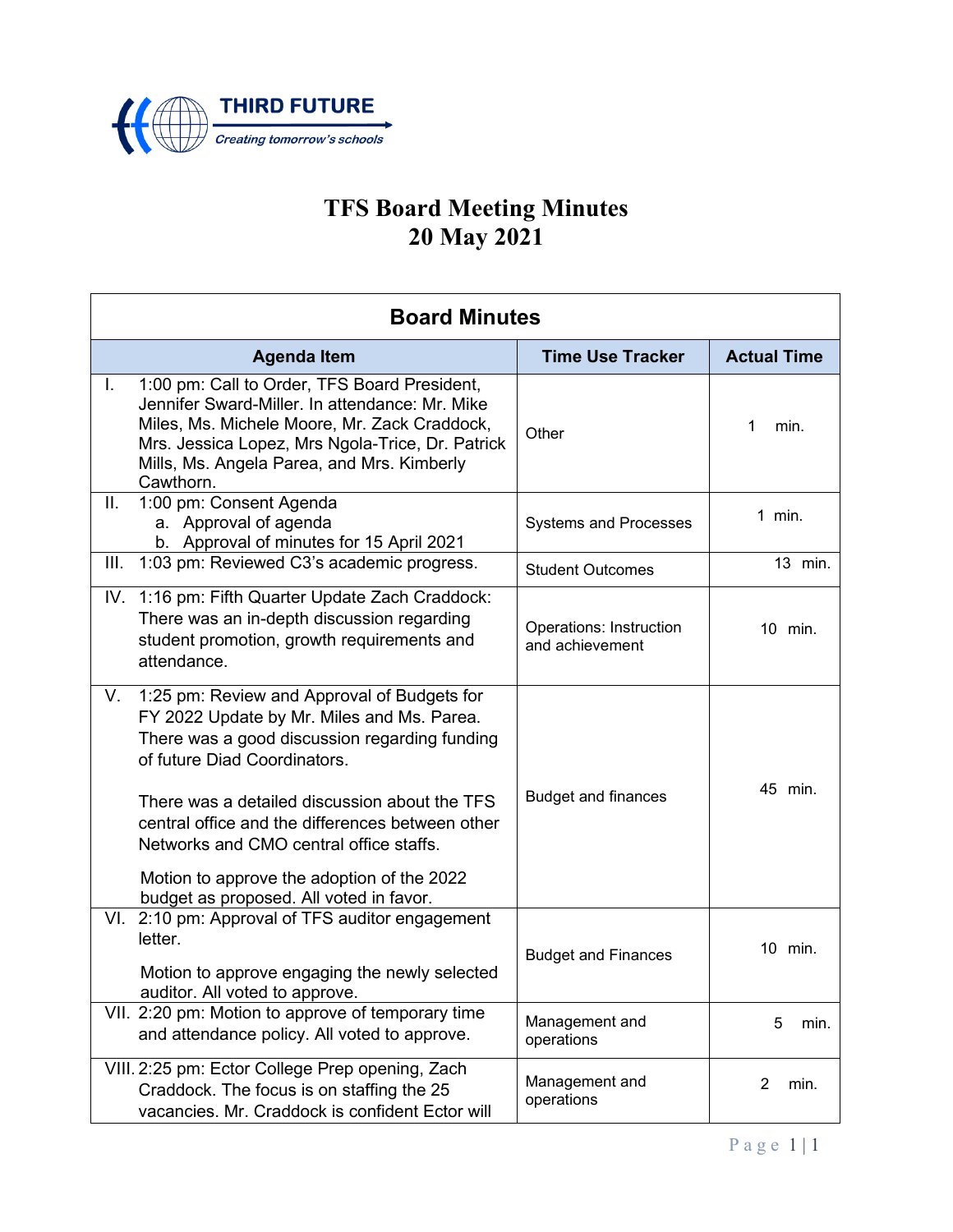THIRD FUTURE
*Creating tomorrow's schools*

# TFS Board Meeting Minutes
# 20 May 2021

| Board Minutes | | |
|---|---|---|
| **Agenda Item** | **Time Use Tracker** | **Actual Time** |
| I. 1:00 pm: Call to Order, TFS Board President, Jennifer Sward-Miller. In attendance: Mr. Mike Miles, Ms. Michele Moore, Mr. Zack Craddock, Mrs. Jessica Lopez, Mrs Ngola-Trice, Dr. Patrick Mills, Ms. Angela Parea, and Mrs. Kimberly Cawthorn. | Other | 1 min. |
| II. 1:00 pm: Consent Agenda<br>a. Approval of agenda<br>b. Approval of minutes for 15 April 2021 | Systems and Processes | 1 min. |
| III. 1:03 pm: Reviewed C3's academic progress. | Student Outcomes | 13 min. |
| IV. 1:16 pm: Fifth Quarter Update Zach Craddock: There was an in-depth discussion regarding student promotion, growth requirements and attendance. | Operations: Instruction and achievement | 10 min. |
| V. 1:25 pm: Review and Approval of Budgets for FY 2022 Update by Mr. Miles and Ms. Parea. There was a good discussion regarding funding of future Diad Coordinators.<br><br>There was a detailed discussion about the TFS central office and the differences between other Networks and CMO central office staffs.<br><br>Motion to approve the adoption of the 2022 budget as proposed. All voted in favor. | Budget and finances | 45 min. |
| VI. 2:10 pm: Approval of TFS auditor engagement letter.<br><br>Motion to approve engaging the newly selected auditor. All voted to approve. | Budget and Finances | 10 min. |
| VII. 2:20 pm: Motion to approve of temporary time and attendance policy. All voted to approve. | Management and operations | 5 min. |
| VIII. 2:25 pm: Ector College Prep opening, Zach Craddock. The focus is on staffing the 25 vacancies. Mr. Craddock is confident Ector will | Management and operations | 2 min. |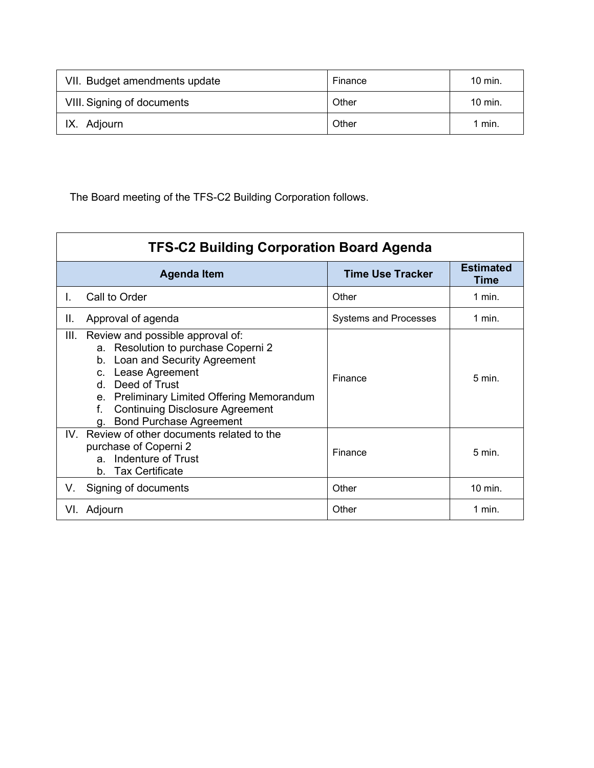| | | |
|---|---|---|
| VII. Budget amendments update | Finance | 10 min. |
| VIII. Signing of documents | Other | 10 min. |
| IX. Adjourn | Other | 1 min. |

The Board meeting of the TFS-C2 Building Corporation follows.

**TFS-C2 Building Corporation Board Agenda**

| Agenda Item | Time Use Tracker | Estimated Time |
|---|---|---|
| I. Call to Order | Other | 1 min. |
| II. Approval of agenda | Systems and Processes | 1 min. |
| III. Review and possible approval of:<br>a. Resolution to purchase Coperni 2<br>b. Loan and Security Agreement<br>c. Lease Agreement<br>d. Deed of Trust<br>e. Preliminary Limited Offering Memorandum<br>f. Continuing Disclosure Agreement<br>g. Bond Purchase Agreement | Finance | 5 min. |
| IV. Review of other documents related to the purchase of Coperni 2<br>a. Indenture of Trust<br>b. Tax Certificate | Finance | 5 min. |
| V. Signing of documents | Other | 10 min. |
| VI. Adjourn | Other | 1 min. |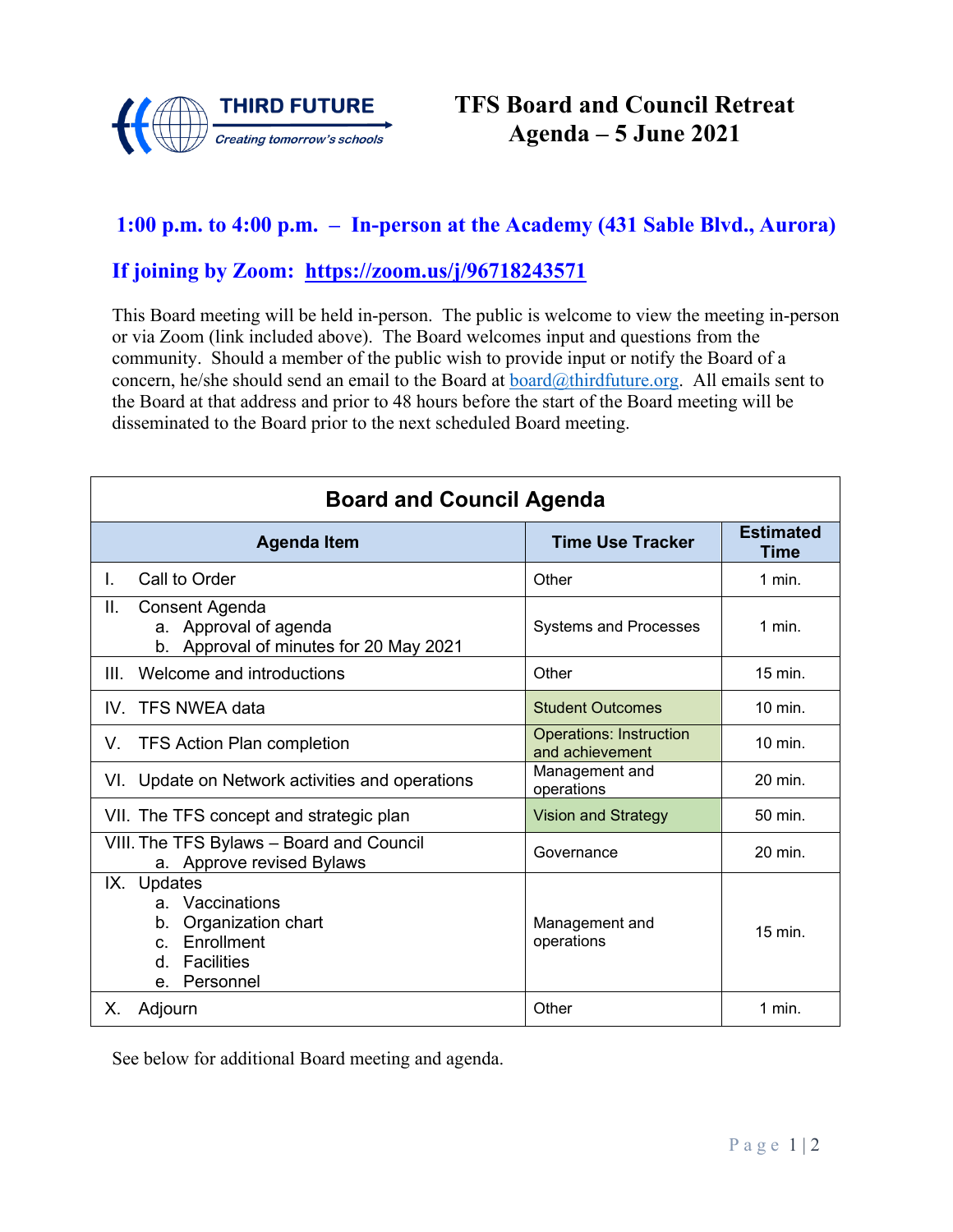THIRD FUTURE
*Creating tomorrow's schools*

# TFS Board and Council Retreat
# Agenda – 5 June 2021

## 1:00 p.m. to 4:00 p.m. – In-person at the Academy (431 Sable Blvd., Aurora)

## If joining by Zoom: https://zoom.us/j/96718243571

This Board meeting will be held in-person. The public is welcome to view the meeting in-person or via Zoom (link included above). The Board welcomes input and questions from the community. Should a member of the public wish to provide input or notify the Board of a concern, he/she should send an email to the Board at board@thirdfuture.org. All emails sent to the Board at that address and prior to 48 hours before the start of the Board meeting will be disseminated to the Board prior to the next scheduled Board meeting.

**Board and Council Agenda**

| Agenda Item | Time Use Tracker | Estimated Time |
|---|---|---|
| I. Call to Order | Other | 1 min. |
| II. Consent Agenda<br>a. Approval of agenda<br>b. Approval of minutes for 20 May 2021 | Systems and Processes | 1 min. |
| III. Welcome and introductions | Other | 15 min. |
| IV. TFS NWEA data | Student Outcomes | 10 min. |
| V. TFS Action Plan completion | Operations: Instruction and achievement | 10 min. |
| VI. Update on Network activities and operations | Management and operations | 20 min. |
| VII. The TFS concept and strategic plan | Vision and Strategy | 50 min. |
| VIII. The TFS Bylaws – Board and Council<br>a. Approve revised Bylaws | Governance | 20 min. |
| IX. Updates<br>a. Vaccinations<br>b. Organization chart<br>c. Enrollment<br>d. Facilities<br>e. Personnel | Management and operations | 15 min. |
| X. Adjourn | Other | 1 min. |

See below for additional Board meeting and agenda.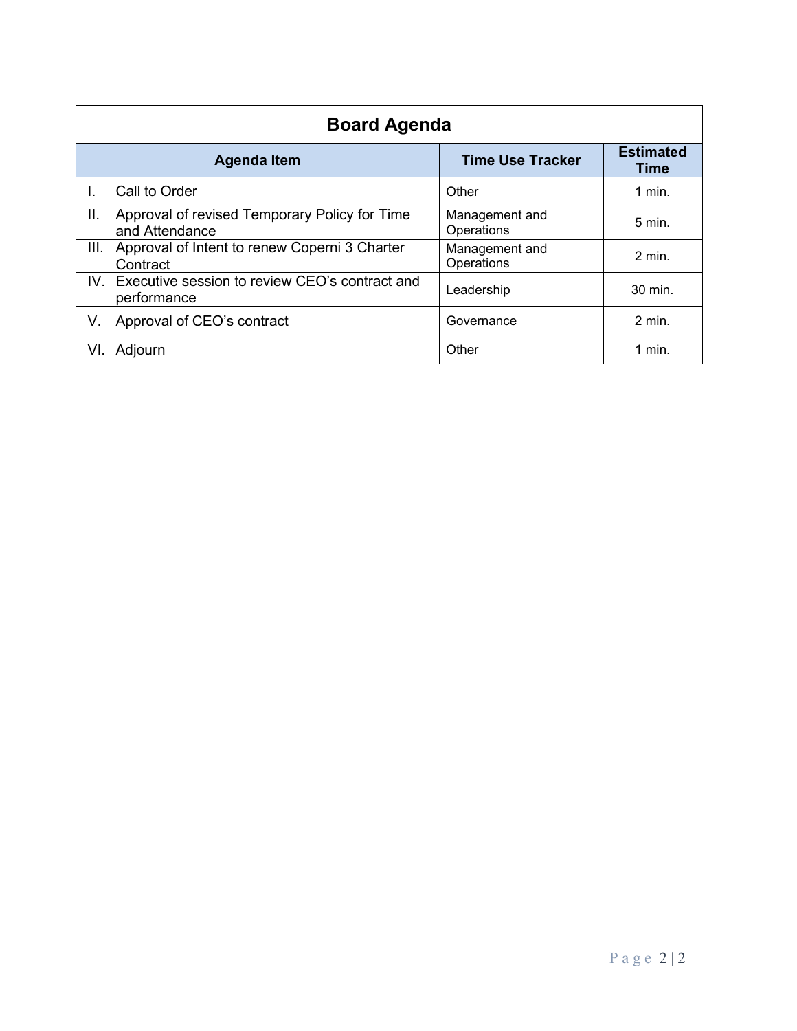| Board Agenda | | |
|---|---|---|
| **Agenda Item** | **Time Use Tracker** | **Estimated Time** |
| I. Call to Order | Other | 1 min. |
| II. Approval of revised Temporary Policy for Time and Attendance | Management and Operations | 5 min. |
| III. Approval of Intent to renew Coperni 3 Charter Contract | Management and Operations | 2 min. |
| IV. Executive session to review CEO's contract and performance | Leadership | 30 min. |
| V. Approval of CEO's contract | Governance | 2 min. |
| VI. Adjourn | Other | 1 min. |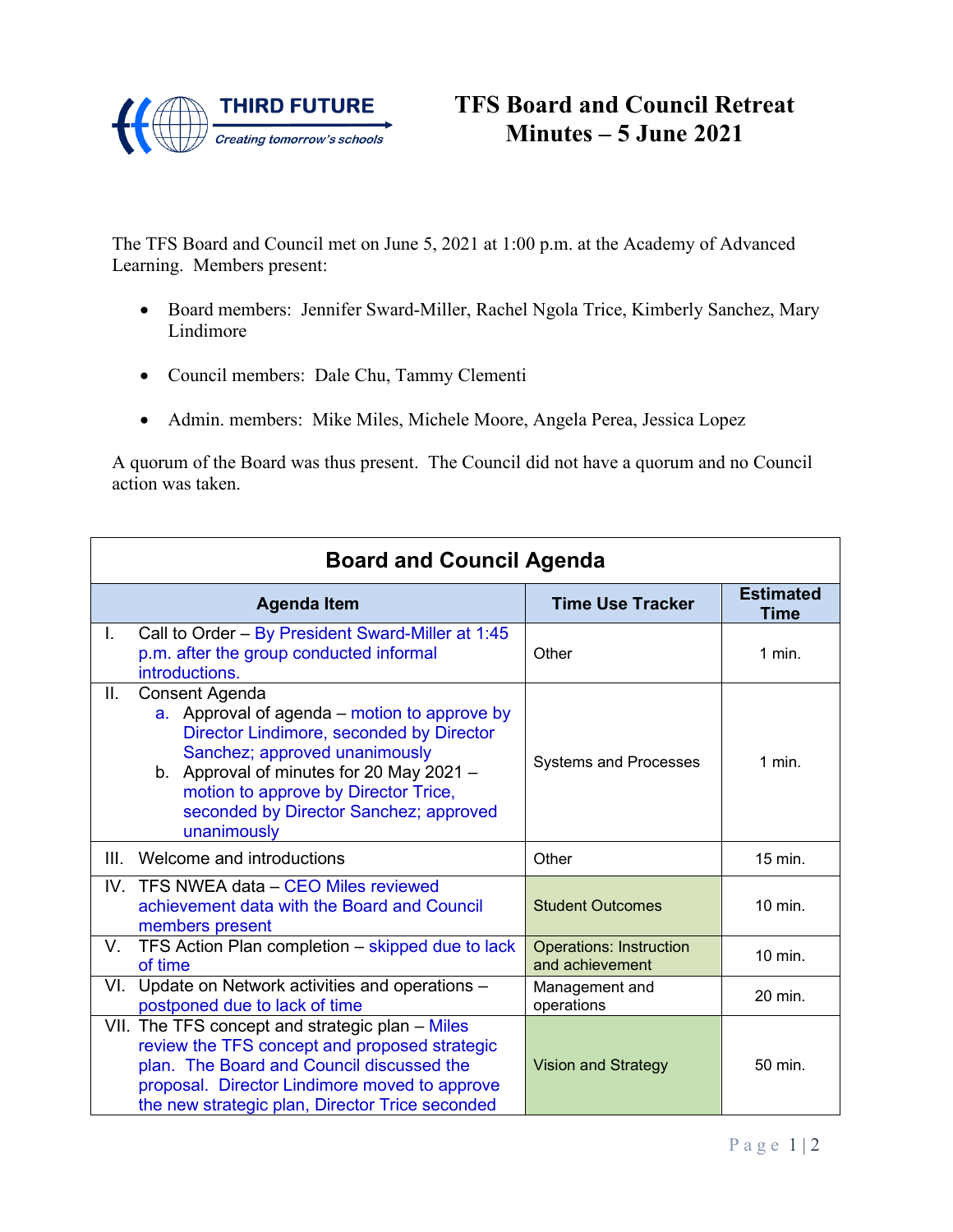THIRD FUTURE

*Creating tomorrow's schools*

# TFS Board and Council Retreat Minutes – 5 June 2021

The TFS Board and Council met on June 5, 2021 at 1:00 p.m. at the Academy of Advanced Learning. Members present:

- Board members: Jennifer Sward-Miller, Rachel Ngola Trice, Kimberly Sanchez, Mary Lindimore
- Council members: Dale Chu, Tammy Clementi
- Admin. members: Mike Miles, Michele Moore, Angela Perea, Jessica Lopez

A quorum of the Board was thus present. The Council did not have a quorum and no Council action was taken.

| Board and Council Agenda | | |
|---|---|---|
| **Agenda Item** | **Time Use Tracker** | **Estimated Time** |
| I. Call to Order – By President Sward-Miller at 1:45 p.m. after the group conducted informal introductions. | Other | 1 min. |
| II. Consent Agenda<br>a. Approval of agenda – motion to approve by Director Lindimore, seconded by Director Sanchez; approved unanimously<br>b. Approval of minutes for 20 May 2021 – motion to approve by Director Trice, seconded by Director Sanchez; approved unanimously | Systems and Processes | 1 min. |
| III. Welcome and introductions | Other | 15 min. |
| IV. TFS NWEA data – CEO Miles reviewed achievement data with the Board and Council members present | Student Outcomes | 10 min. |
| V. TFS Action Plan completion – skipped due to lack of time | Operations: Instruction and achievement | 10 min. |
| VI. Update on Network activities and operations – postponed due to lack of time | Management and operations | 20 min. |
| VII. The TFS concept and strategic plan – Miles review the TFS concept and proposed strategic plan. The Board and Council discussed the proposal. Director Lindimore moved to approve the new strategic plan, Director Trice seconded | Vision and Strategy | 50 min. |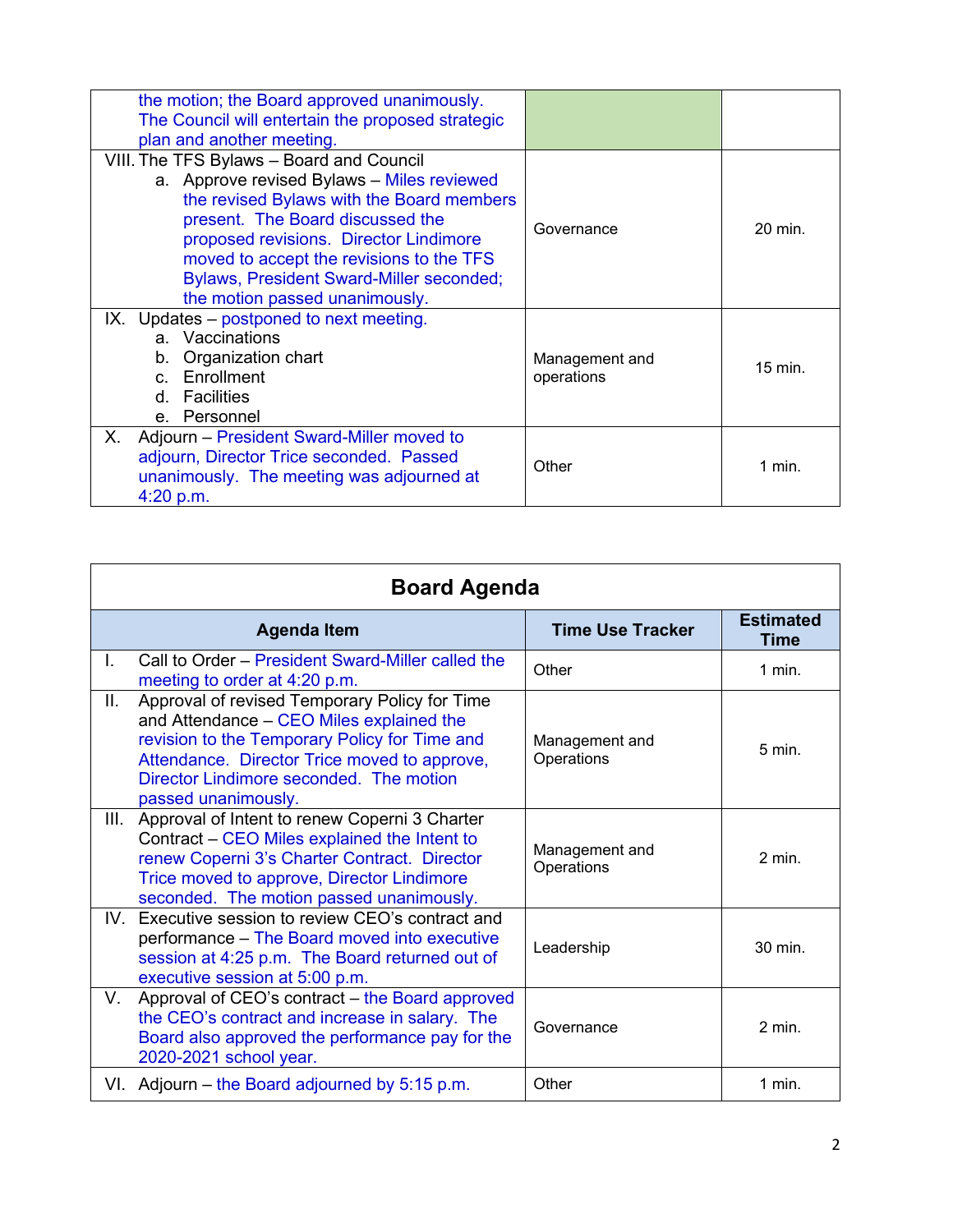| | | |
|---|---|---|
| the motion; the Board approved unanimously. The Council will entertain the proposed strategic plan and another meeting. | | |
| VIII. The TFS Bylaws – Board and Council<br>a. Approve revised Bylaws – Miles reviewed the revised Bylaws with the Board members present. The Board discussed the proposed revisions. Director Lindimore moved to accept the revisions to the TFS Bylaws, President Sward-Miller seconded; the motion passed unanimously. | Governance | 20 min. |
| IX. Updates – postponed to next meeting.<br>a. Vaccinations<br>b. Organization chart<br>c. Enrollment<br>d. Facilities<br>e. Personnel | Management and operations | 15 min. |
| X. Adjourn – President Sward-Miller moved to adjourn, Director Trice seconded. Passed unanimously. The meeting was adjourned at 4:20 p.m. | Other | 1 min. |

| Board Agenda | | |
|---|---|---|
| **Agenda Item** | **Time Use Tracker** | **Estimated Time** |
| I. Call to Order – President Sward-Miller called the meeting to order at 4:20 p.m. | Other | 1 min. |
| II. Approval of revised Temporary Policy for Time and Attendance – CEO Miles explained the revision to the Temporary Policy for Time and Attendance. Director Trice moved to approve, Director Lindimore seconded. The motion passed unanimously. | Management and Operations | 5 min. |
| III. Approval of Intent to renew Coperni 3 Charter Contract – CEO Miles explained the Intent to renew Coperni 3's Charter Contract. Director Trice moved to approve, Director Lindimore seconded. The motion passed unanimously. | Management and Operations | 2 min. |
| IV. Executive session to review CEO's contract and performance – The Board moved into executive session at 4:25 p.m. The Board returned out of executive session at 5:00 p.m. | Leadership | 30 min. |
| V. Approval of CEO's contract – the Board approved the CEO's contract and increase in salary. The Board also approved the performance pay for the 2020-2021 school year. | Governance | 2 min. |
| VI. Adjourn – the Board adjourned by 5:15 p.m. | Other | 1 min. |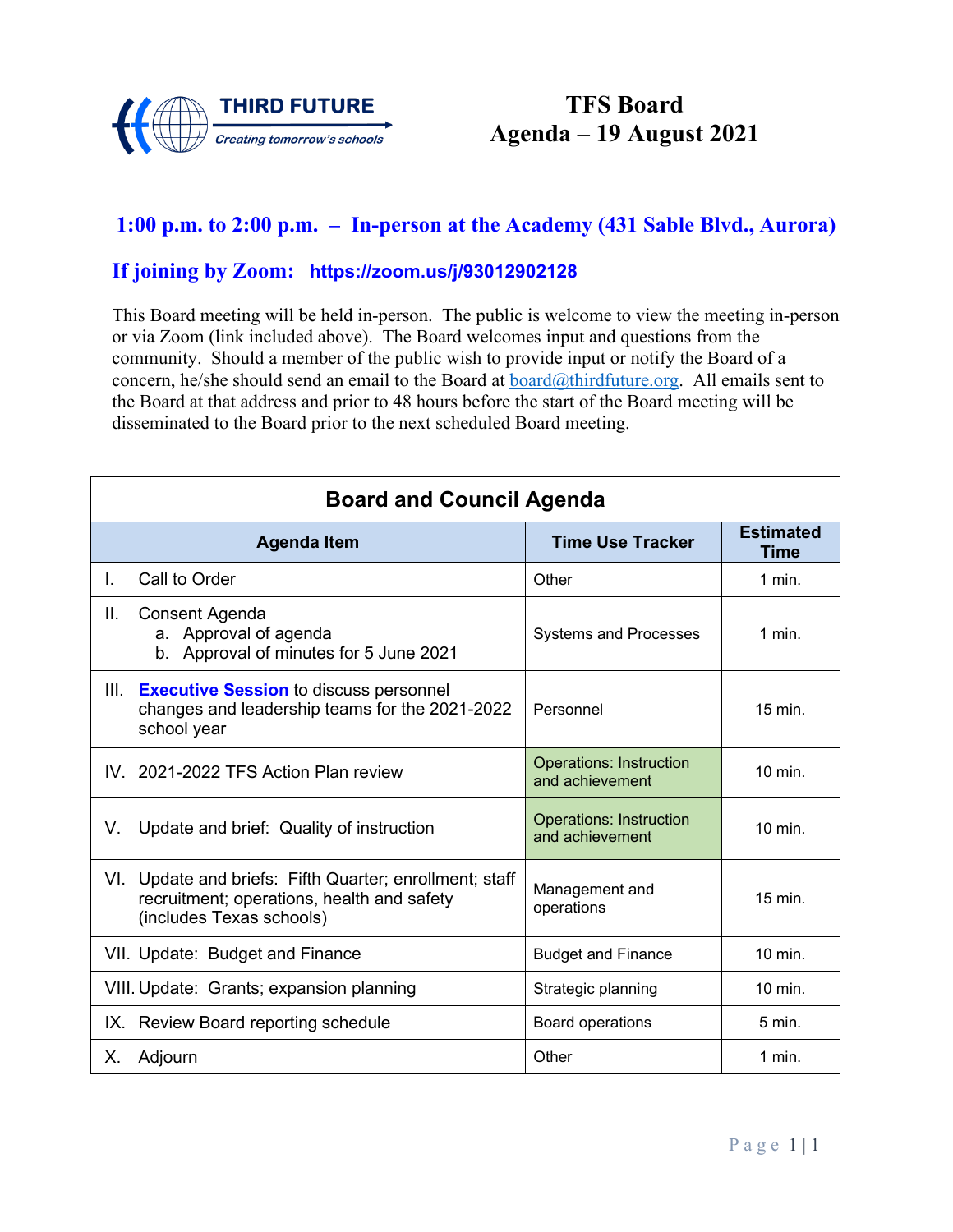THIRD FUTURE
Creating tomorrow's schools

# TFS Board
# Agenda – 19 August 2021

## 1:00 p.m. to 2:00 p.m. – In-person at the Academy (431 Sable Blvd., Aurora)

## If joining by Zoom: https://zoom.us/j/93012902128

This Board meeting will be held in-person. The public is welcome to view the meeting in-person or via Zoom (link included above). The Board welcomes input and questions from the community. Should a member of the public wish to provide input or notify the Board of a concern, he/she should send an email to the Board at board@thirdfuture.org. All emails sent to the Board at that address and prior to 48 hours before the start of the Board meeting will be disseminated to the Board prior to the next scheduled Board meeting.

| Board and Council Agenda | | |
|---|---|---|
| **Agenda Item** | **Time Use Tracker** | **Estimated Time** |
| I. Call to Order | Other | 1 min. |
| II. Consent Agenda<br>a. Approval of agenda<br>b. Approval of minutes for 5 June 2021 | Systems and Processes | 1 min. |
| III. **Executive Session** to discuss personnel changes and leadership teams for the 2021-2022 school year | Personnel | 15 min. |
| IV. 2021-2022 TFS Action Plan review | Operations: Instruction and achievement | 10 min. |
| V. Update and brief: Quality of instruction | Operations: Instruction and achievement | 10 min. |
| VI. Update and briefs: Fifth Quarter; enrollment; staff recruitment; operations, health and safety (includes Texas schools) | Management and operations | 15 min. |
| VII. Update: Budget and Finance | Budget and Finance | 10 min. |
| VIII. Update: Grants; expansion planning | Strategic planning | 10 min. |
| IX. Review Board reporting schedule | Board operations | 5 min. |
| X. Adjourn | Other | 1 min. |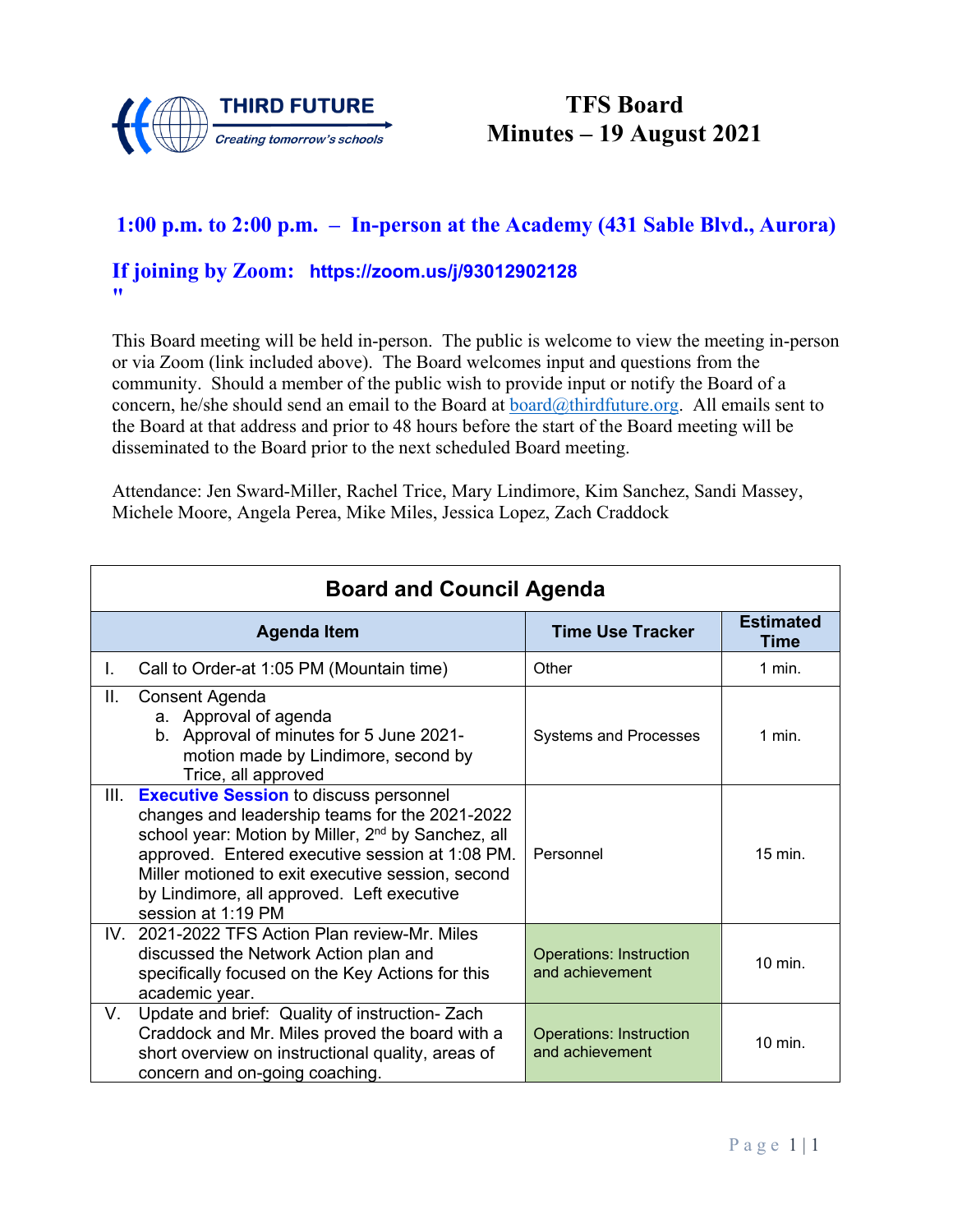THIRD FUTURE
*Creating tomorrow's schools*

# TFS Board
# Minutes – 19 August 2021

## 1:00 p.m. to 2:00 p.m. – In-person at the Academy (431 Sable Blvd., Aurora)

## If joining by Zoom: https://zoom.us/j/93012902128
"

This Board meeting will be held in-person. The public is welcome to view the meeting in-person or via Zoom (link included above). The Board welcomes input and questions from the community. Should a member of the public wish to provide input or notify the Board of a concern, he/she should send an email to the Board at board@thirdfuture.org. All emails sent to the Board at that address and prior to 48 hours before the start of the Board meeting will be disseminated to the Board prior to the next scheduled Board meeting.

Attendance: Jen Sward-Miller, Rachel Trice, Mary Lindimore, Kim Sanchez, Sandi Massey, Michele Moore, Angela Perea, Mike Miles, Jessica Lopez, Zach Craddock

| Board and Council Agenda | | |
|---|---|---|
| **Agenda Item** | **Time Use Tracker** | **Estimated Time** |
| I. Call to Order-at 1:05 PM (Mountain time) | Other | 1 min. |
| II. Consent Agenda<br>a. Approval of agenda<br>b. Approval of minutes for 5 June 2021-motion made by Lindimore, second by Trice, all approved | Systems and Processes | 1 min. |
| III. **Executive Session** to discuss personnel changes and leadership teams for the 2021-2022 school year: Motion by Miller, 2nd by Sanchez, all approved. Entered executive session at 1:08 PM. Miller motioned to exit executive session, second by Lindimore, all approved. Left executive session at 1:19 PM | Personnel | 15 min. |
| IV. 2021-2022 TFS Action Plan review-Mr. Miles discussed the Network Action plan and specifically focused on the Key Actions for this academic year. | Operations: Instruction and achievement | 10 min. |
| V. Update and brief: Quality of instruction- Zach Craddock and Mr. Miles proved the board with a short overview on instructional quality, areas of concern and on-going coaching. | Operations: Instruction and achievement | 10 min. |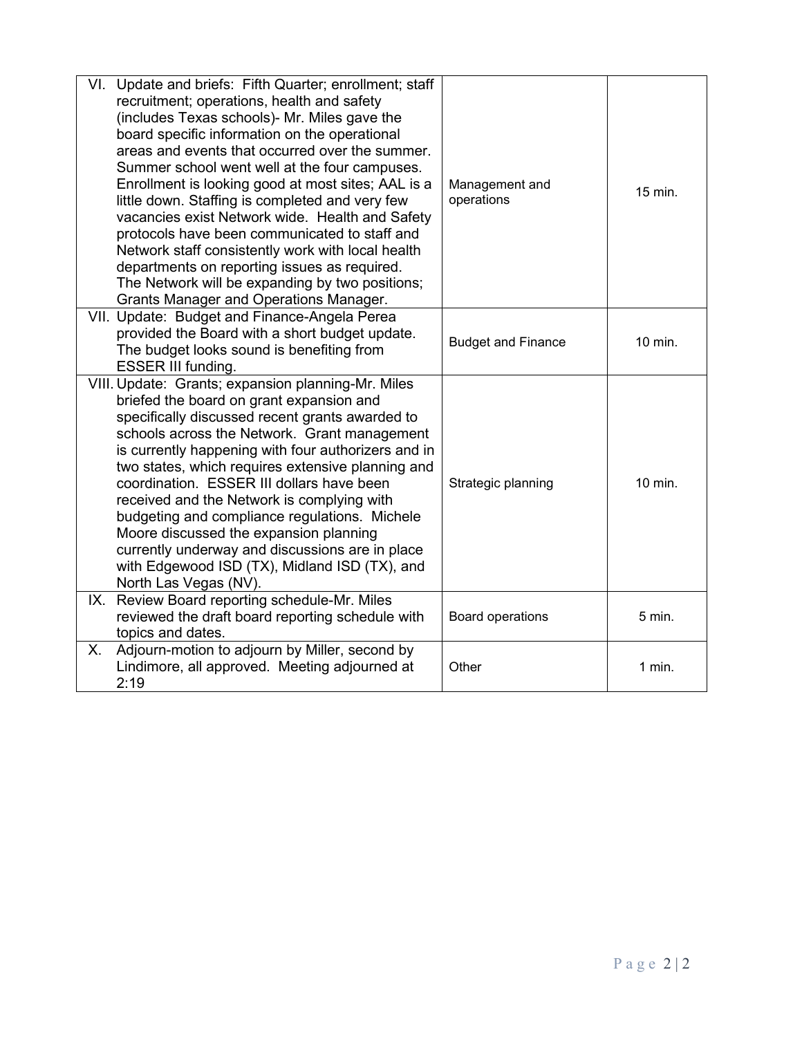| | | |
|---|---|---|
| VI. Update and briefs: Fifth Quarter; enrollment; staff recruitment; operations, health and safety (includes Texas schools)- Mr. Miles gave the board specific information on the operational areas and events that occurred over the summer. Summer school went well at the four campuses. Enrollment is looking good at most sites; AAL is a little down. Staffing is completed and very few vacancies exist Network wide. Health and Safety protocols have been communicated to staff and Network staff consistently work with local health departments on reporting issues as required. The Network will be expanding by two positions; Grants Manager and Operations Manager. | Management and operations | 15 min. |
| VII. Update: Budget and Finance-Angela Perea provided the Board with a short budget update. The budget looks sound is benefiting from ESSER III funding. | Budget and Finance | 10 min. |
| VIII. Update: Grants; expansion planning-Mr. Miles briefed the board on grant expansion and specifically discussed recent grants awarded to schools across the Network. Grant management is currently happening with four authorizers and in two states, which requires extensive planning and coordination. ESSER III dollars have been received and the Network is complying with budgeting and compliance regulations. Michele Moore discussed the expansion planning currently underway and discussions are in place with Edgewood ISD (TX), Midland ISD (TX), and North Las Vegas (NV). | Strategic planning | 10 min. |
| IX. Review Board reporting schedule-Mr. Miles reviewed the draft board reporting schedule with topics and dates. | Board operations | 5 min. |
| X. Adjourn-motion to adjourn by Miller, second by Lindimore, all approved. Meeting adjourned at 2:19 | Other | 1 min. |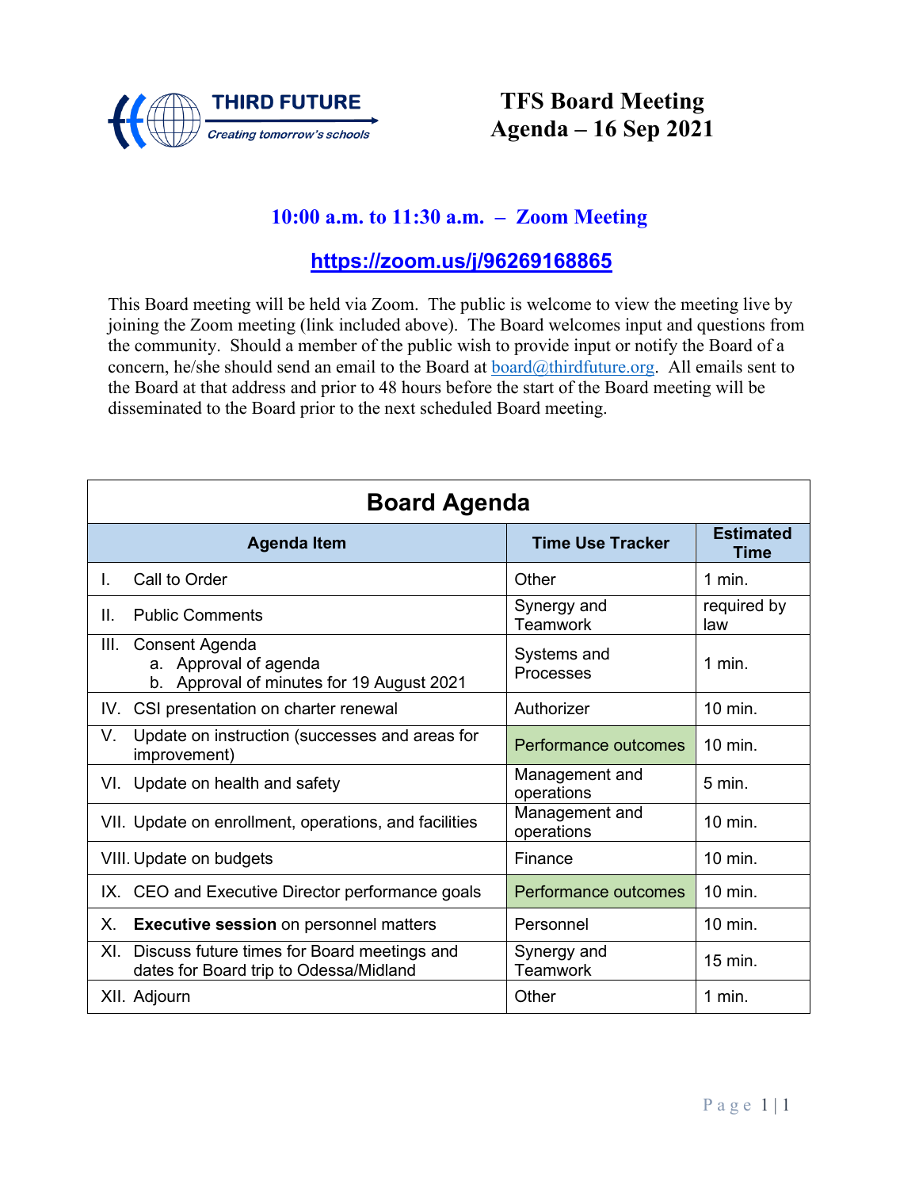THIRD FUTURE

*Creating tomorrow's schools*

# TFS Board Meeting Agenda – 16 Sep 2021

## 10:00 a.m. to 11:30 a.m. – Zoom Meeting

**https://zoom.us/j/96269168865**

This Board meeting will be held via Zoom. The public is welcome to view the meeting live by joining the Zoom meeting (link included above). The Board welcomes input and questions from the community. Should a member of the public wish to provide input or notify the Board of a concern, he/she should send an email to the Board at board@thirdfuture.org. All emails sent to the Board at that address and prior to 48 hours before the start of the Board meeting will be disseminated to the Board prior to the next scheduled Board meeting.

| Board Agenda | | |
|---|---|---|
| **Agenda Item** | **Time Use Tracker** | **Estimated Time** |
| I. Call to Order | Other | 1 min. |
| II. Public Comments | Synergy and Teamwork | required by law |
| III. Consent Agenda<br>a. Approval of agenda<br>b. Approval of minutes for 19 August 2021 | Systems and Processes | 1 min. |
| IV. CSI presentation on charter renewal | Authorizer | 10 min. |
| V. Update on instruction (successes and areas for improvement) | Performance outcomes | 10 min. |
| VI. Update on health and safety | Management and operations | 5 min. |
| VII. Update on enrollment, operations, and facilities | Management and operations | 10 min. |
| VIII. Update on budgets | Finance | 10 min. |
| IX. CEO and Executive Director performance goals | Performance outcomes | 10 min. |
| X. **Executive session** on personnel matters | Personnel | 10 min. |
| XI. Discuss future times for Board meetings and dates for Board trip to Odessa/Midland | Synergy and Teamwork | 15 min. |
| XII. Adjourn | Other | 1 min. |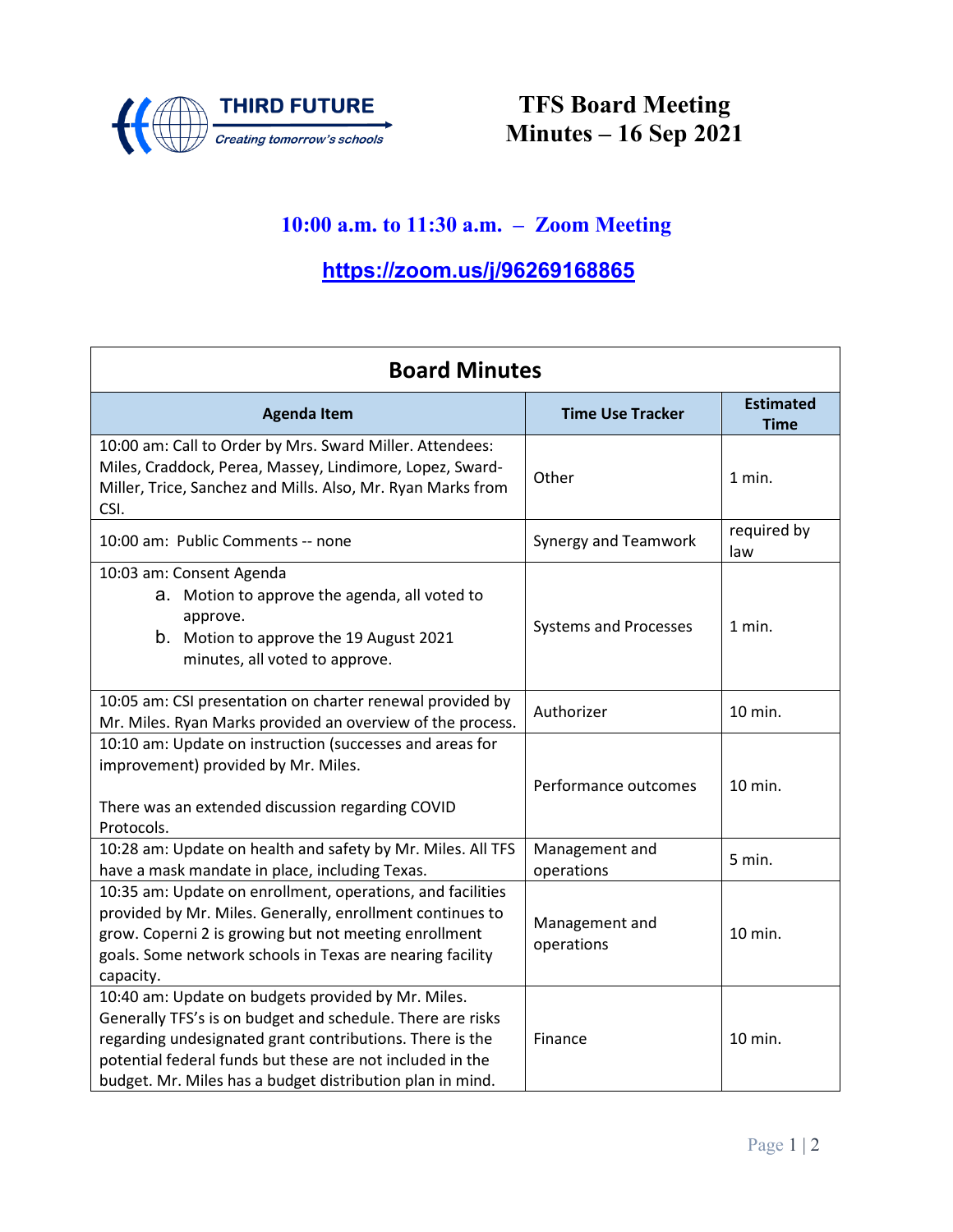THIRD FUTURE
*Creating tomorrow's schools*

# TFS Board Meeting Minutes – 16 Sep 2021

## 10:00 a.m. to 11:30 a.m. – Zoom Meeting

**https://zoom.us/j/96269168865**

| Board Minutes | | |
|---|---|---|
| **Agenda Item** | **Time Use Tracker** | **Estimated Time** |
| 10:00 am: Call to Order by Mrs. Sward Miller. Attendees: Miles, Craddock, Perea, Massey, Lindimore, Lopez, Sward-Miller, Trice, Sanchez and Mills. Also, Mr. Ryan Marks from CSI. | Other | 1 min. |
| 10:00 am: Public Comments -- none | Synergy and Teamwork | required by law |
| 10:03 am: Consent Agenda<br>a. Motion to approve the agenda, all voted to approve.<br>b. Motion to approve the 19 August 2021 minutes, all voted to approve. | Systems and Processes | 1 min. |
| 10:05 am: CSI presentation on charter renewal provided by Mr. Miles. Ryan Marks provided an overview of the process. | Authorizer | 10 min. |
| 10:10 am: Update on instruction (successes and areas for improvement) provided by Mr. Miles.<br><br>There was an extended discussion regarding COVID Protocols. | Performance outcomes | 10 min. |
| 10:28 am: Update on health and safety by Mr. Miles. All TFS have a mask mandate in place, including Texas. | Management and operations | 5 min. |
| 10:35 am: Update on enrollment, operations, and facilities provided by Mr. Miles. Generally, enrollment continues to grow. Coperni 2 is growing but not meeting enrollment goals. Some network schools in Texas are nearing facility capacity. | Management and operations | 10 min. |
| 10:40 am: Update on budgets provided by Mr. Miles. Generally TFS's is on budget and schedule. There are risks regarding undesignated grant contributions. There is the potential federal funds but these are not included in the budget. Mr. Miles has a budget distribution plan in mind. | Finance | 10 min. |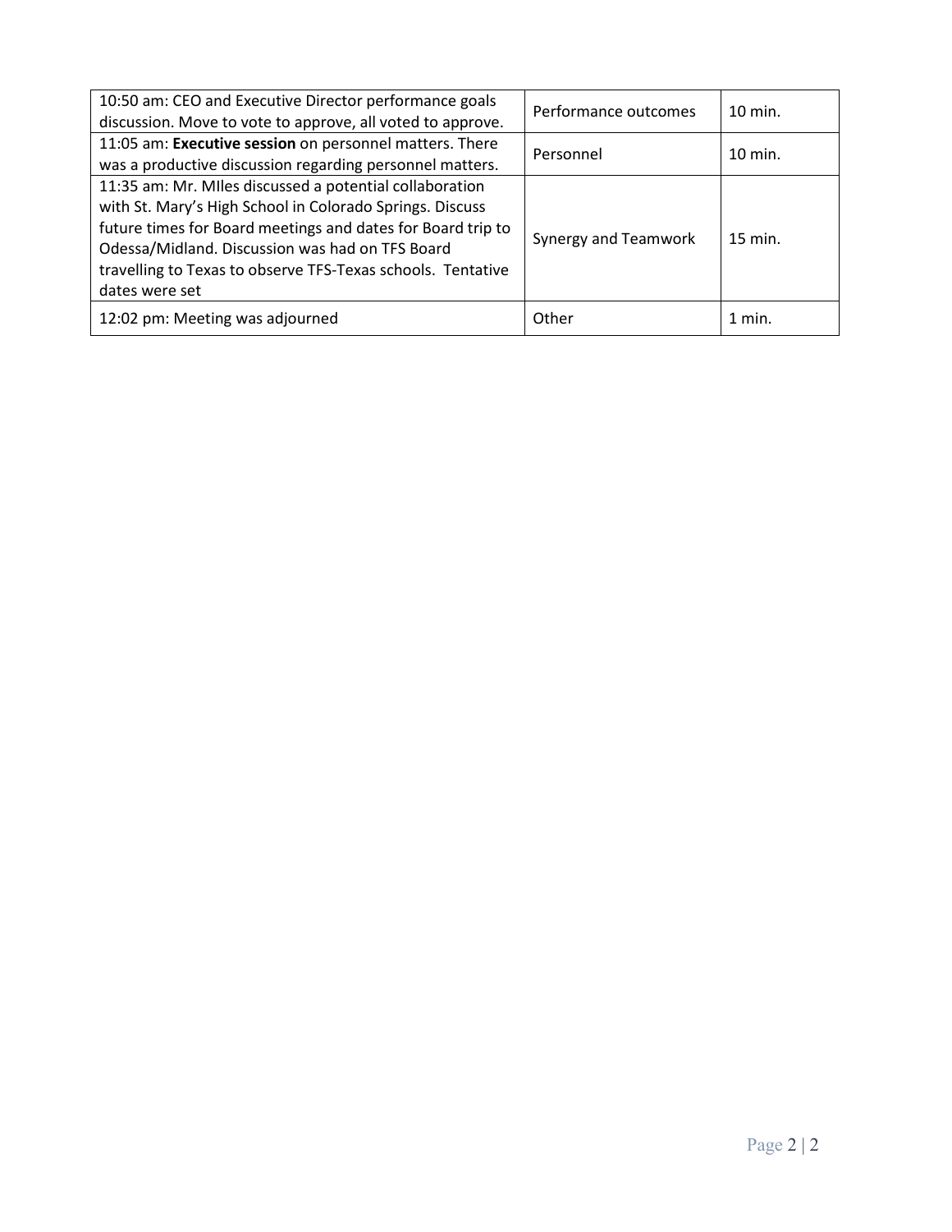| | | |
|---|---|---|
| 10:50 am: CEO and Executive Director performance goals discussion. Move to vote to approve, all voted to approve. | Performance outcomes | 10 min. |
| 11:05 am: **Executive session** on personnel matters. There was a productive discussion regarding personnel matters. | Personnel | 10 min. |
| 11:35 am: Mr. MIles discussed a potential collaboration with St. Mary's High School in Colorado Springs. Discuss future times for Board meetings and dates for Board trip to Odessa/Midland. Discussion was had on TFS Board travelling to Texas to observe TFS-Texas schools. Tentative dates were set | Synergy and Teamwork | 15 min. |
| 12:02 pm: Meeting was adjourned | Other | 1 min. |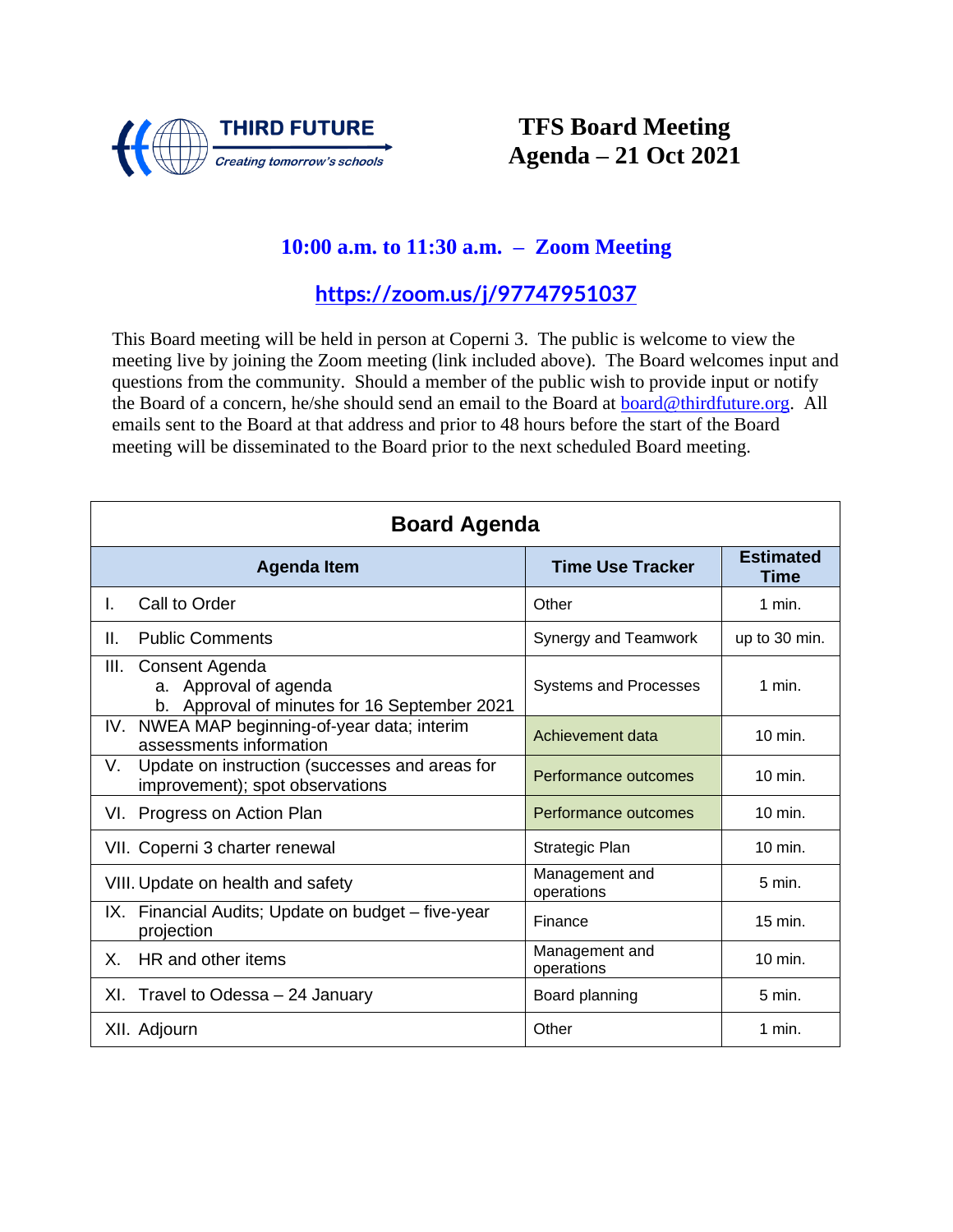THIRD FUTURE
*Creating tomorrow's schools*

# TFS Board Meeting Agenda – 21 Oct 2021

## 10:00 a.m. to 11:30 a.m. – Zoom Meeting

## https://zoom.us/j/97747951037

This Board meeting will be held in person at Coperni 3. The public is welcome to view the meeting live by joining the Zoom meeting (link included above). The Board welcomes input and questions from the community. Should a member of the public wish to provide input or notify the Board of a concern, he/she should send an email to the Board at board@thirdfuture.org. All emails sent to the Board at that address and prior to 48 hours before the start of the Board meeting will be disseminated to the Board prior to the next scheduled Board meeting.

**Board Agenda**

| Agenda Item | Time Use Tracker | Estimated Time |
|---|---|---|
| I. Call to Order | Other | 1 min. |
| II. Public Comments | Synergy and Teamwork | up to 30 min. |
| III. Consent Agenda<br>a. Approval of agenda<br>b. Approval of minutes for 16 September 2021 | Systems and Processes | 1 min. |
| IV. NWEA MAP beginning-of-year data; interim assessments information | Achievement data | 10 min. |
| V. Update on instruction (successes and areas for improvement); spot observations | Performance outcomes | 10 min. |
| VI. Progress on Action Plan | Performance outcomes | 10 min. |
| VII. Coperni 3 charter renewal | Strategic Plan | 10 min. |
| VIII. Update on health and safety | Management and operations | 5 min. |
| IX. Financial Audits; Update on budget – five-year projection | Finance | 15 min. |
| X. HR and other items | Management and operations | 10 min. |
| XI. Travel to Odessa – 24 January | Board planning | 5 min. |
| XII. Adjourn | Other | 1 min. |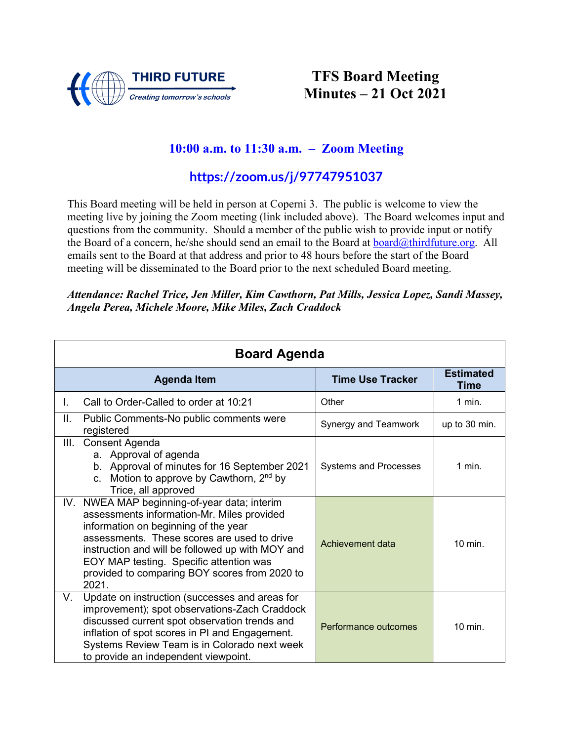THIRD FUTURE
*Creating tomorrow's schools*

# TFS Board Meeting Minutes – 21 Oct 2021

## 10:00 a.m. to 11:30 a.m. – Zoom Meeting

## [https://zoom.us/j/97747951037](https://zoom.us/j/97747951037)

This Board meeting will be held in person at Coperni 3. The public is welcome to view the meeting live by joining the Zoom meeting (link included above). The Board welcomes input and questions from the community. Should a member of the public wish to provide input or notify the Board of a concern, he/she should send an email to the Board at board@thirdfuture.org. All emails sent to the Board at that address and prior to 48 hours before the start of the Board meeting will be disseminated to the Board prior to the next scheduled Board meeting.

***Attendance: Rachel Trice, Jen Miller, Kim Cawthorn, Pat Mills, Jessica Lopez, Sandi Massey, Angela Perea, Michele Moore, Mike Miles, Zach Craddock***

**Board Agenda**

| Agenda Item | Time Use Tracker | Estimated Time |
|---|---|---|
| I. Call to Order-Called to order at 10:21 | Other | 1 min. |
| II. Public Comments-No public comments were registered | Synergy and Teamwork | up to 30 min. |
| III. Consent Agenda<br>a. Approval of agenda<br>b. Approval of minutes for 16 September 2021<br>c. Motion to approve by Cawthorn, 2nd by Trice, all approved | Systems and Processes | 1 min. |
| IV. NWEA MAP beginning-of-year data; interim assessments information-Mr. Miles provided information on beginning of the year assessments. These scores are used to drive instruction and will be followed up with MOY and EOY MAP testing. Specific attention was provided to comparing BOY scores from 2020 to 2021. | Achievement data | 10 min. |
| V. Update on instruction (successes and areas for improvement); spot observations-Zach Craddock discussed current spot observation trends and inflation of spot scores in PI and Engagement. Systems Review Team is in Colorado next week to provide an independent viewpoint. | Performance outcomes | 10 min. |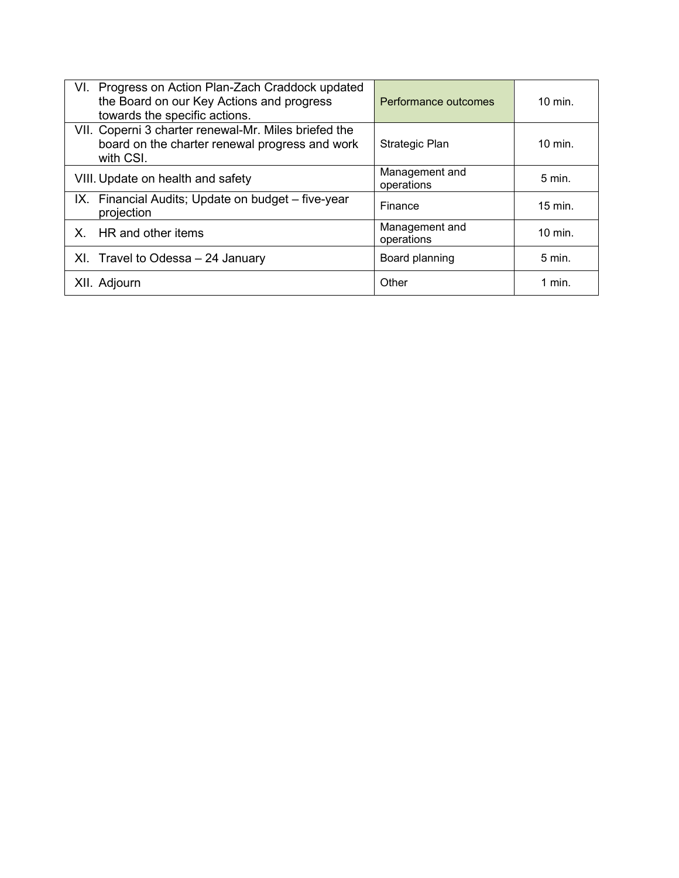| | | |
|---|---|---|
| VI. Progress on Action Plan-Zach Craddock updated the Board on our Key Actions and progress towards the specific actions. | Performance outcomes | 10 min. |
| VII. Coperni 3 charter renewal-Mr. Miles briefed the board on the charter renewal progress and work with CSI. | Strategic Plan | 10 min. |
| VIII. Update on health and safety | Management and operations | 5 min. |
| IX. Financial Audits; Update on budget – five-year projection | Finance | 15 min. |
| X. HR and other items | Management and operations | 10 min. |
| XI. Travel to Odessa – 24 January | Board planning | 5 min. |
| XII. Adjourn | Other | 1 min. |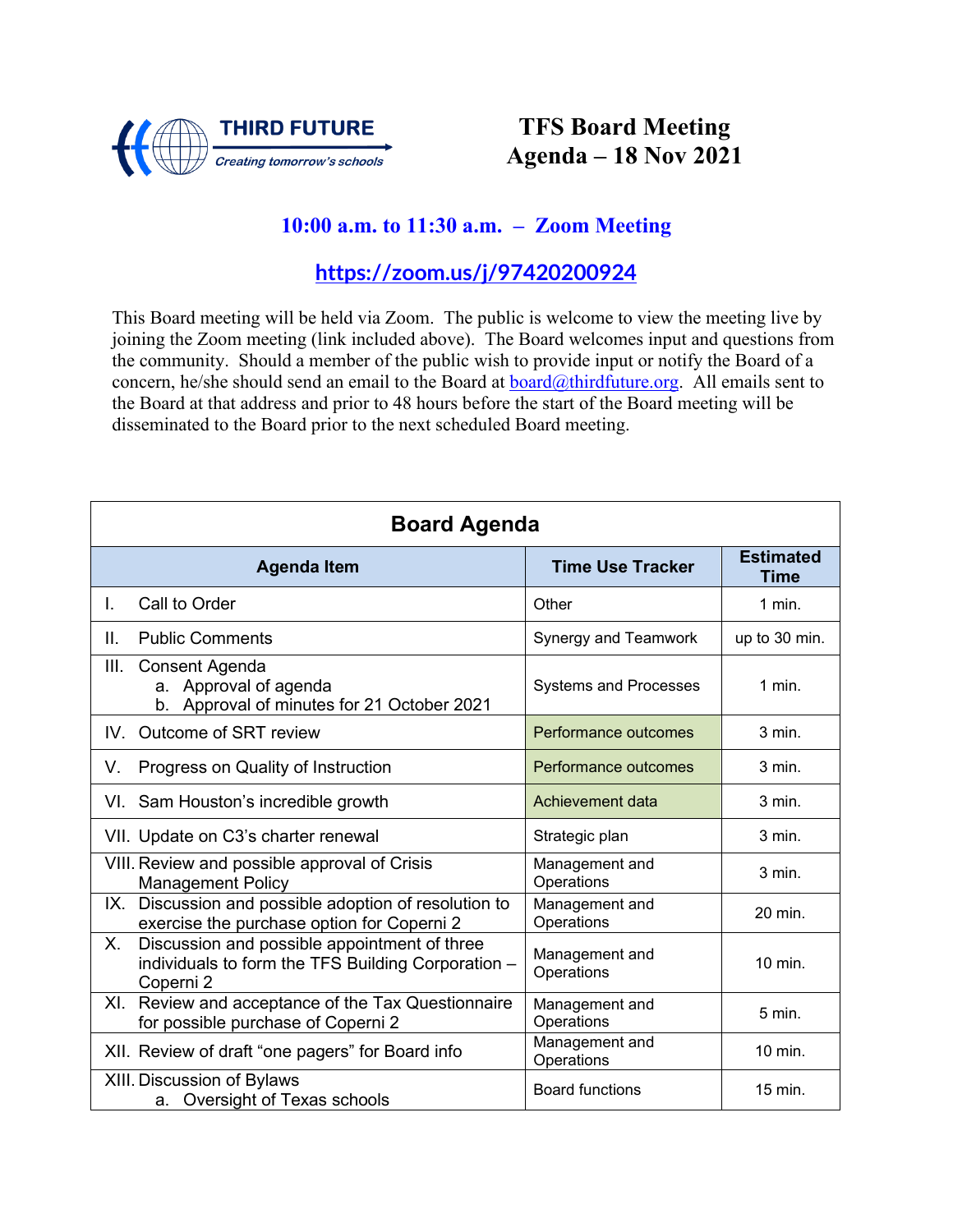THIRD FUTURE
*Creating tomorrow's schools*

# TFS Board Meeting Agenda – 18 Nov 2021

## 10:00 a.m. to 11:30 a.m. – Zoom Meeting

## https://zoom.us/j/97420200924

This Board meeting will be held via Zoom. The public is welcome to view the meeting live by joining the Zoom meeting (link included above). The Board welcomes input and questions from the community. Should a member of the public wish to provide input or notify the Board of a concern, he/she should send an email to the Board at board@thirdfuture.org. All emails sent to the Board at that address and prior to 48 hours before the start of the Board meeting will be disseminated to the Board prior to the next scheduled Board meeting.

| Board Agenda | | |
|---|---|---|
| **Agenda Item** | **Time Use Tracker** | **Estimated Time** |
| I. Call to Order | Other | 1 min. |
| II. Public Comments | Synergy and Teamwork | up to 30 min. |
| III. Consent Agenda<br>a. Approval of agenda<br>b. Approval of minutes for 21 October 2021 | Systems and Processes | 1 min. |
| IV. Outcome of SRT review | Performance outcomes | 3 min. |
| V. Progress on Quality of Instruction | Performance outcomes | 3 min. |
| VI. Sam Houston's incredible growth | Achievement data | 3 min. |
| VII. Update on C3's charter renewal | Strategic plan | 3 min. |
| VIII. Review and possible approval of Crisis Management Policy | Management and Operations | 3 min. |
| IX. Discussion and possible adoption of resolution to exercise the purchase option for Coperni 2 | Management and Operations | 20 min. |
| X. Discussion and possible appointment of three individuals to form the TFS Building Corporation – Coperni 2 | Management and Operations | 10 min. |
| XI. Review and acceptance of the Tax Questionnaire for possible purchase of Coperni 2 | Management and Operations | 5 min. |
| XII. Review of draft "one pagers" for Board info | Management and Operations | 10 min. |
| XIII. Discussion of Bylaws<br>a. Oversight of Texas schools | Board functions | 15 min. |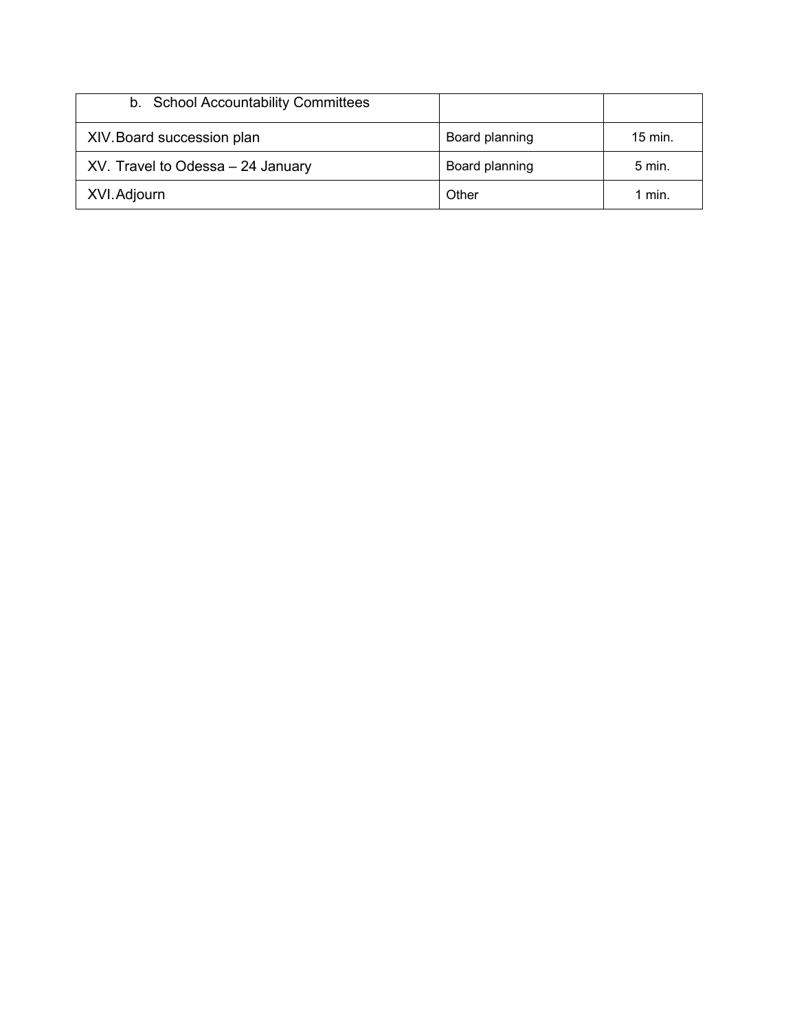| b. School Accountability Committees | | |
|---|---|---|
| XIV. Board succession plan | Board planning | 15 min. |
| XV. Travel to Odessa – 24 January | Board planning | 5 min. |
| XVI. Adjourn | Other | 1 min. |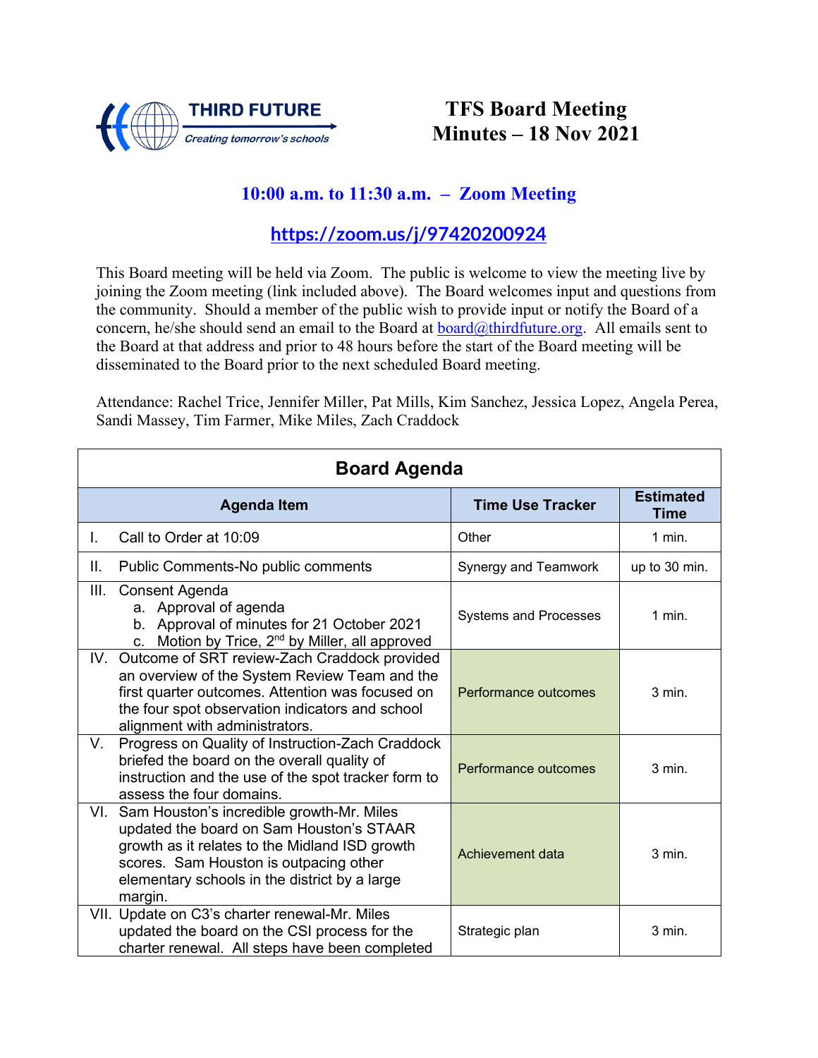THIRD FUTURE

*Creating tomorrow's schools*

# TFS Board Meeting Minutes – 18 Nov 2021

## 10:00 a.m. to 11:30 a.m. – Zoom Meeting

## https://zoom.us/j/97420200924

This Board meeting will be held via Zoom. The public is welcome to view the meeting live by joining the Zoom meeting (link included above). The Board welcomes input and questions from the community. Should a member of the public wish to provide input or notify the Board of a concern, he/she should send an email to the Board at board@thirdfuture.org. All emails sent to the Board at that address and prior to 48 hours before the start of the Board meeting will be disseminated to the Board prior to the next scheduled Board meeting.

Attendance: Rachel Trice, Jennifer Miller, Pat Mills, Kim Sanchez, Jessica Lopez, Angela Perea, Sandi Massey, Tim Farmer, Mike Miles, Zach Craddock

**Board Agenda**

| Agenda Item | Time Use Tracker | Estimated Time |
|---|---|---|
| I. Call to Order at 10:09 | Other | 1 min. |
| II. Public Comments-No public comments | Synergy and Teamwork | up to 30 min. |
| III. Consent Agenda<br>a. Approval of agenda<br>b. Approval of minutes for 21 October 2021<br>c. Motion by Trice, 2nd by Miller, all approved | Systems and Processes | 1 min. |
| IV. Outcome of SRT review-Zach Craddock provided an overview of the System Review Team and the first quarter outcomes. Attention was focused on the four spot observation indicators and school alignment with administrators. | Performance outcomes | 3 min. |
| V. Progress on Quality of Instruction-Zach Craddock briefed the board on the overall quality of instruction and the use of the spot tracker form to assess the four domains. | Performance outcomes | 3 min. |
| VI. Sam Houston's incredible growth-Mr. Miles updated the board on Sam Houston's STAAR growth as it relates to the Midland ISD growth scores. Sam Houston is outpacing other elementary schools in the district by a large margin. | Achievement data | 3 min. |
| VII. Update on C3's charter renewal-Mr. Miles updated the board on the CSI process for the charter renewal. All steps have been completed | Strategic plan | 3 min. |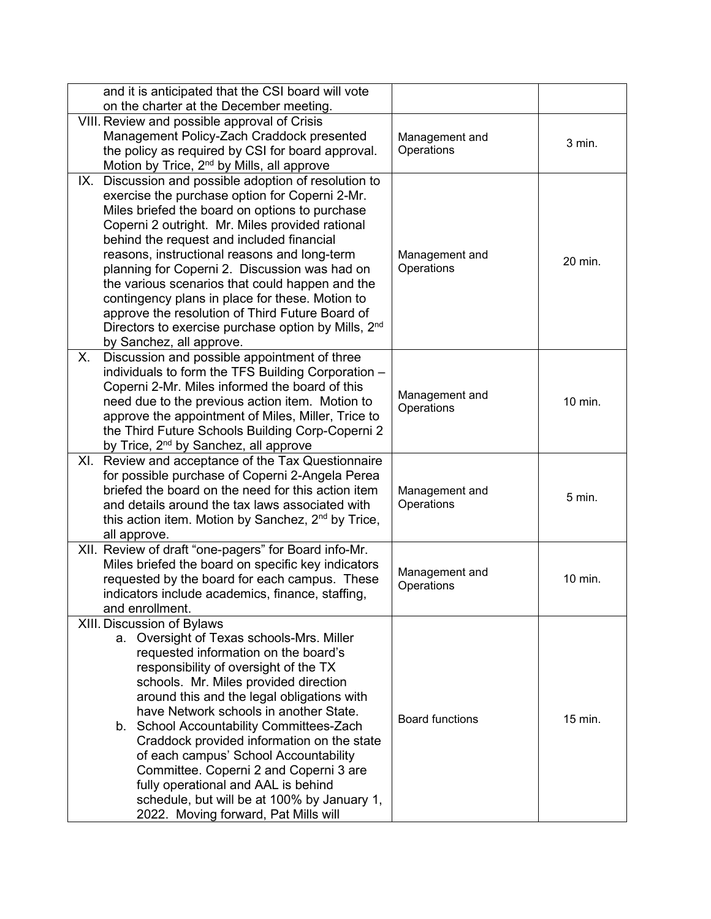| | | |
|---|---|---|
| and it is anticipated that the CSI board will vote on the charter at the December meeting. | | |
| VIII. Review and possible approval of Crisis Management Policy-Zach Craddock presented the policy as required by CSI for board approval. Motion by Trice, 2nd by Mills, all approve | Management and Operations | 3 min. |
| IX. Discussion and possible adoption of resolution to exercise the purchase option for Coperni 2-Mr. Miles briefed the board on options to purchase Coperni 2 outright. Mr. Miles provided rational behind the request and included financial reasons, instructional reasons and long-term planning for Coperni 2. Discussion was had on the various scenarios that could happen and the contingency plans in place for these. Motion to approve the resolution of Third Future Board of Directors to exercise purchase option by Mills, 2nd by Sanchez, all approve. | Management and Operations | 20 min. |
| X. Discussion and possible appointment of three individuals to form the TFS Building Corporation – Coperni 2-Mr. Miles informed the board of this need due to the previous action item. Motion to approve the appointment of Miles, Miller, Trice to the Third Future Schools Building Corp-Coperni 2 by Trice, 2nd by Sanchez, all approve | Management and Operations | 10 min. |
| XI. Review and acceptance of the Tax Questionnaire for possible purchase of Coperni 2-Angela Perea briefed the board on the need for this action item and details around the tax laws associated with this action item. Motion by Sanchez, 2nd by Trice, all approve. | Management and Operations | 5 min. |
| XII. Review of draft "one-pagers" for Board info-Mr. Miles briefed the board on specific key indicators requested by the board for each campus. These indicators include academics, finance, staffing, and enrollment. | Management and Operations | 10 min. |
| XIII. Discussion of Bylaws<br>a. Oversight of Texas schools-Mrs. Miller requested information on the board's responsibility of oversight of the TX schools. Mr. Miles provided direction around this and the legal obligations with have Network schools in another State.<br>b. School Accountability Committees-Zach Craddock provided information on the state of each campus' School Accountability Committee. Coperni 2 and Coperni 3 are fully operational and AAL is behind schedule, but will be at 100% by January 1, 2022. Moving forward, Pat Mills will | Board functions | 15 min. |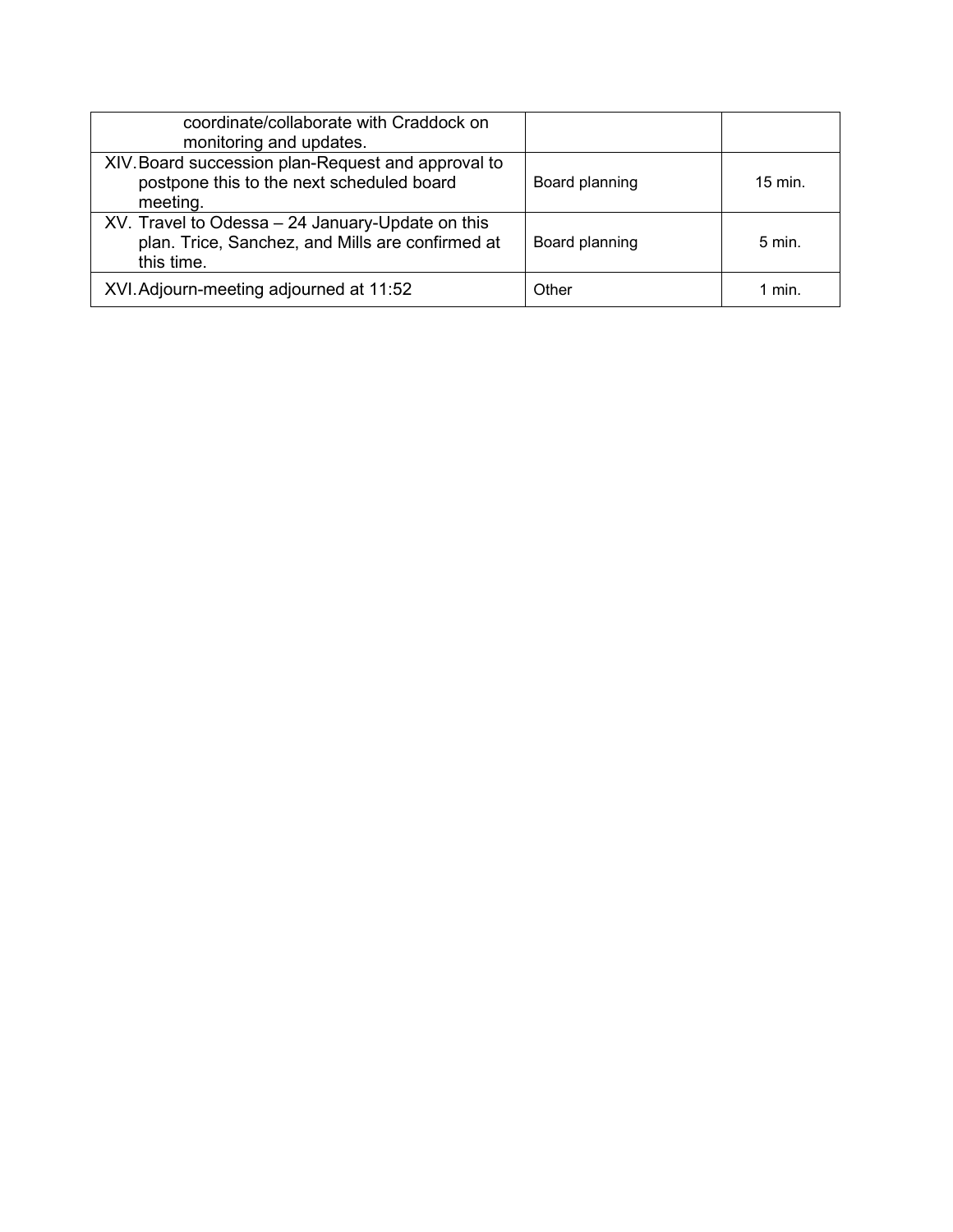| | | |
|---|---|---|
| coordinate/collaborate with Craddock on monitoring and updates. | | |
| XIV. Board succession plan-Request and approval to postpone this to the next scheduled board meeting. | Board planning | 15 min. |
| XV. Travel to Odessa – 24 January-Update on this plan. Trice, Sanchez, and Mills are confirmed at this time. | Board planning | 5 min. |
| XVI. Adjourn-meeting adjourned at 11:52 | Other | 1 min. |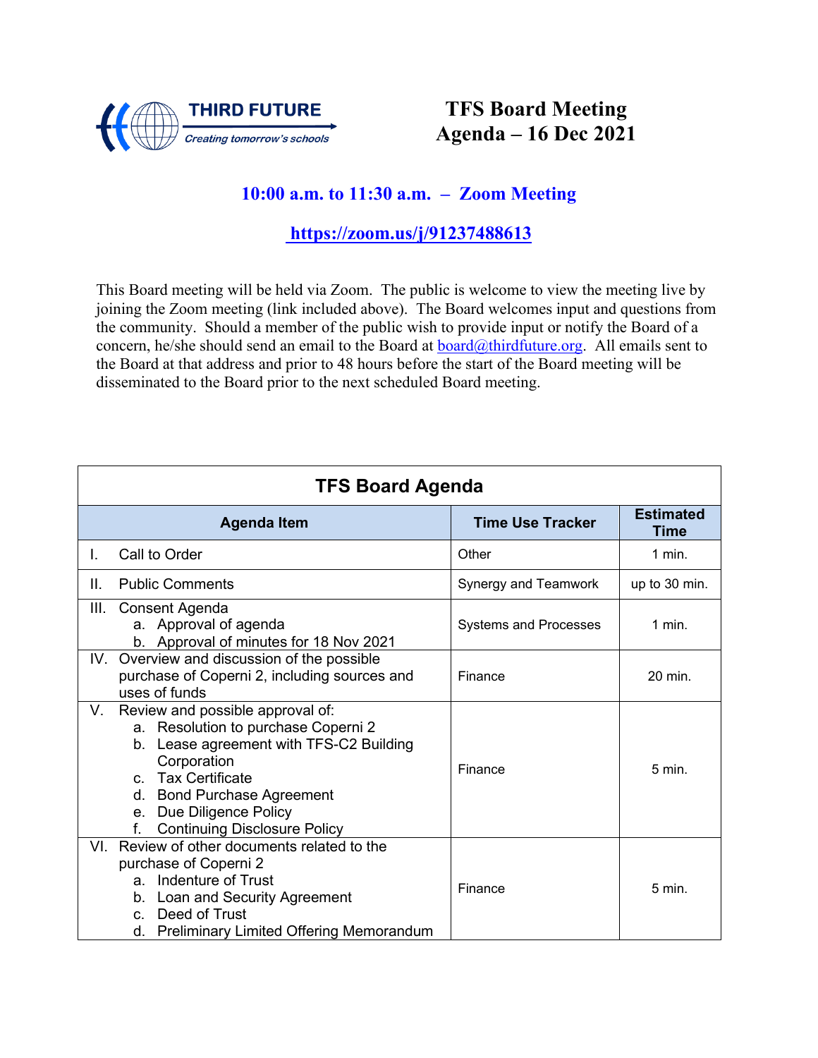THIRD FUTURE
*Creating tomorrow's schools*

# TFS Board Meeting Agenda – 16 Dec 2021

## 10:00 a.m. to 11:30 a.m. – Zoom Meeting

## https://zoom.us/j/91237488613

This Board meeting will be held via Zoom. The public is welcome to view the meeting live by joining the Zoom meeting (link included above). The Board welcomes input and questions from the community. Should a member of the public wish to provide input or notify the Board of a concern, he/she should send an email to the Board at board@thirdfuture.org. All emails sent to the Board at that address and prior to 48 hours before the start of the Board meeting will be disseminated to the Board prior to the next scheduled Board meeting.

| TFS Board Agenda | | |
|---|---|---|
| **Agenda Item** | **Time Use Tracker** | **Estimated Time** |
| I. Call to Order | Other | 1 min. |
| II. Public Comments | Synergy and Teamwork | up to 30 min. |
| III. Consent Agenda<br>a. Approval of agenda<br>b. Approval of minutes for 18 Nov 2021 | Systems and Processes | 1 min. |
| IV. Overview and discussion of the possible purchase of Coperni 2, including sources and uses of funds | Finance | 20 min. |
| V. Review and possible approval of:<br>a. Resolution to purchase Coperni 2<br>b. Lease agreement with TFS-C2 Building Corporation<br>c. Tax Certificate<br>d. Bond Purchase Agreement<br>e. Due Diligence Policy<br>f. Continuing Disclosure Policy | Finance | 5 min. |
| VI. Review of other documents related to the purchase of Coperni 2<br>a. Indenture of Trust<br>b. Loan and Security Agreement<br>c. Deed of Trust<br>d. Preliminary Limited Offering Memorandum | Finance | 5 min. |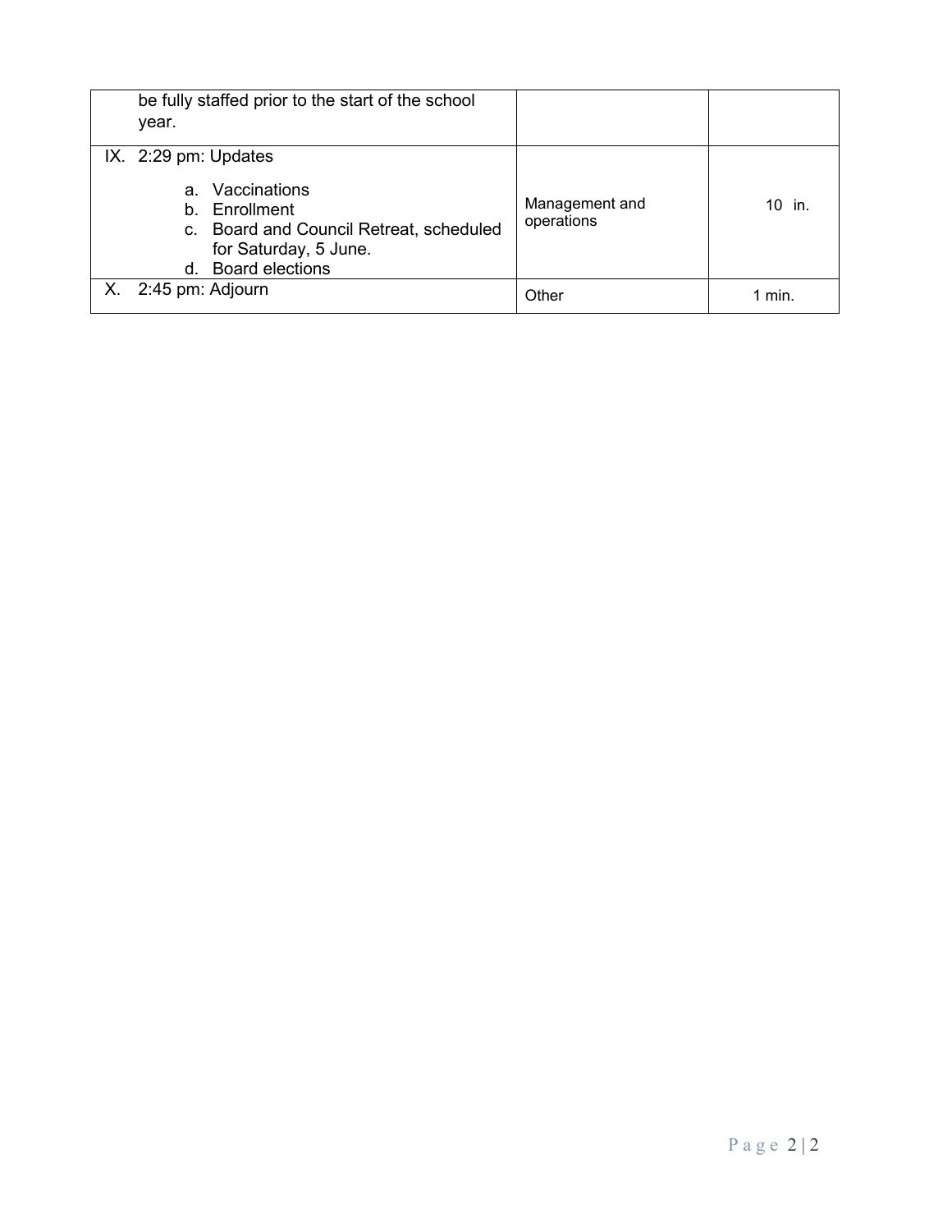| | | |
|---|---|---|
| be fully staffed prior to the start of the school year. | | |
| IX. 2:29 pm: Updates<br><br>a. Vaccinations<br>b. Enrollment<br>c. Board and Council Retreat, scheduled for Saturday, 5 June.<br>d. Board elections | Management and operations | 10 in. |
| X. 2:45 pm: Adjourn | Other | 1 min. |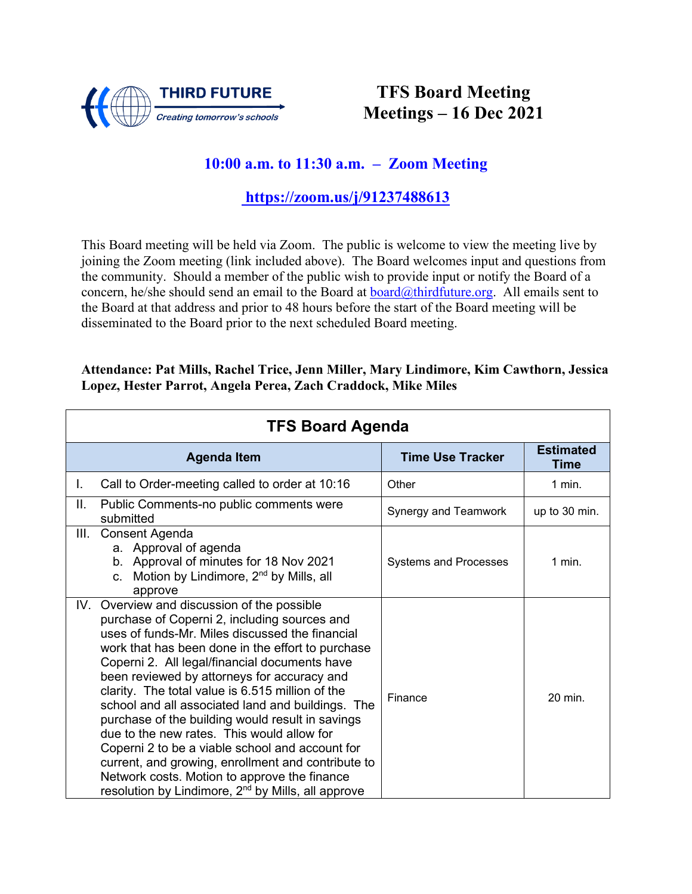THIRD FUTURE
*Creating tomorrow's schools*

# TFS Board Meeting
# Meetings – 16 Dec 2021

## 10:00 a.m. to 11:30 a.m. – Zoom Meeting

## https://zoom.us/j/91237488613

This Board meeting will be held via Zoom. The public is welcome to view the meeting live by joining the Zoom meeting (link included above). The Board welcomes input and questions from the community. Should a member of the public wish to provide input or notify the Board of a concern, he/she should send an email to the Board at board@thirdfuture.org. All emails sent to the Board at that address and prior to 48 hours before the start of the Board meeting will be disseminated to the Board prior to the next scheduled Board meeting.

**Attendance: Pat Mills, Rachel Trice, Jenn Miller, Mary Lindimore, Kim Cawthorn, Jessica Lopez, Hester Parrot, Angela Perea, Zach Craddock, Mike Miles**

| TFS Board Agenda | | |
|---|---|---|
| **Agenda Item** | **Time Use Tracker** | **Estimated Time** |
| I. Call to Order-meeting called to order at 10:16 | Other | 1 min. |
| II. Public Comments-no public comments were submitted | Synergy and Teamwork | up to 30 min. |
| III. Consent Agenda<br>a. Approval of agenda<br>b. Approval of minutes for 18 Nov 2021<br>c. Motion by Lindimore, 2nd by Mills, all approve | Systems and Processes | 1 min. |
| IV. Overview and discussion of the possible purchase of Coperni 2, including sources and uses of funds-Mr. Miles discussed the financial work that has been done in the effort to purchase Coperni 2. All legal/financial documents have been reviewed by attorneys for accuracy and clarity. The total value is 6.515 million of the school and all associated land and buildings. The purchase of the building would result in savings due to the new rates. This would allow for Coperni 2 to be a viable school and account for current, and growing, enrollment and contribute to Network costs. Motion to approve the finance resolution by Lindimore, 2nd by Mills, all approve | Finance | 20 min. |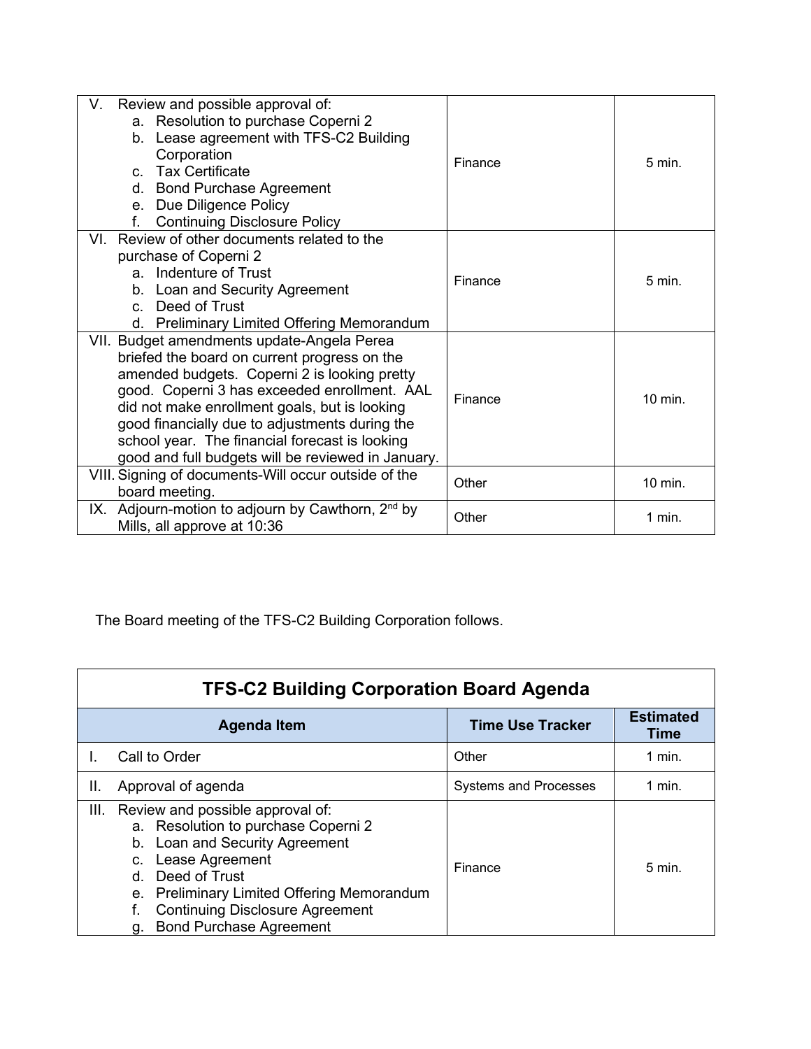| | | |
|---|---|---|
| V. Review and possible approval of:<br>a. Resolution to purchase Coperni 2<br>b. Lease agreement with TFS-C2 Building Corporation<br>c. Tax Certificate<br>d. Bond Purchase Agreement<br>e. Due Diligence Policy<br>f. Continuing Disclosure Policy | Finance | 5 min. |
| VI. Review of other documents related to the purchase of Coperni 2<br>a. Indenture of Trust<br>b. Loan and Security Agreement<br>c. Deed of Trust<br>d. Preliminary Limited Offering Memorandum | Finance | 5 min. |
| VII. Budget amendments update-Angela Perea briefed the board on current progress on the amended budgets. Coperni 2 is looking pretty good. Coperni 3 has exceeded enrollment. AAL did not make enrollment goals, but is looking good financially due to adjustments during the school year. The financial forecast is looking good and full budgets will be reviewed in January. | Finance | 10 min. |
| VIII. Signing of documents-Will occur outside of the board meeting. | Other | 10 min. |
| IX. Adjourn-motion to adjourn by Cawthorn, 2nd by Mills, all approve at 10:36 | Other | 1 min. |

The Board meeting of the TFS-C2 Building Corporation follows.

| TFS-C2 Building Corporation Board Agenda | | |
|---|---|---|
| **Agenda Item** | **Time Use Tracker** | **Estimated Time** |
| I. Call to Order | Other | 1 min. |
| II. Approval of agenda | Systems and Processes | 1 min. |
| III. Review and possible approval of:<br>a. Resolution to purchase Coperni 2<br>b. Loan and Security Agreement<br>c. Lease Agreement<br>d. Deed of Trust<br>e. Preliminary Limited Offering Memorandum<br>f. Continuing Disclosure Agreement<br>g. Bond Purchase Agreement | Finance | 5 min. |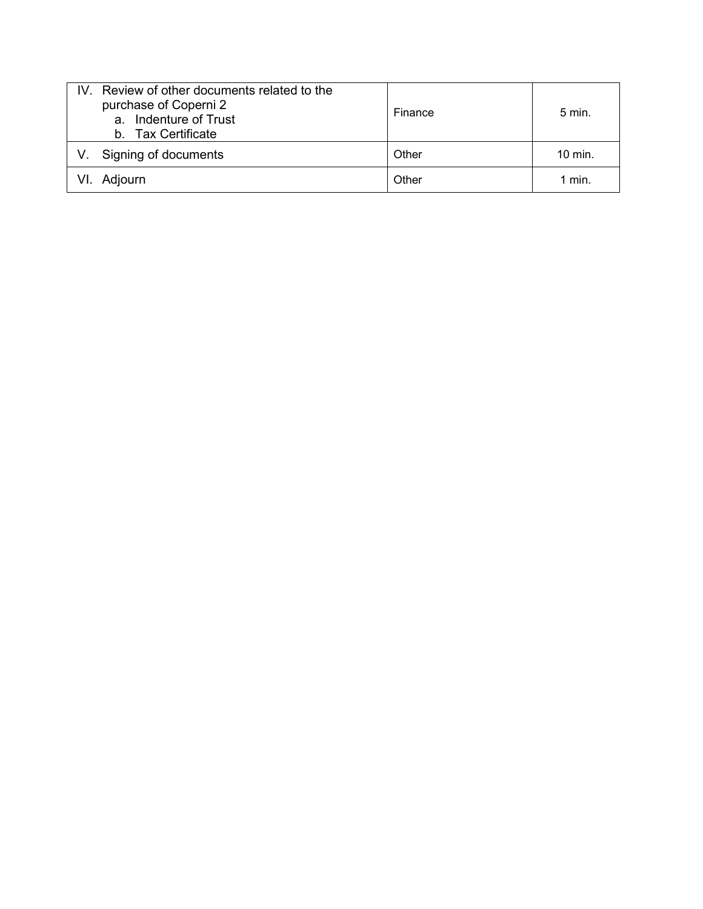| | | |
|---|---|---|
| IV. Review of other documents related to the purchase of Coperni 2<br>a. Indenture of Trust<br>b. Tax Certificate | Finance | 5 min. |
| V. Signing of documents | Other | 10 min. |
| VI. Adjourn | Other | 1 min. |